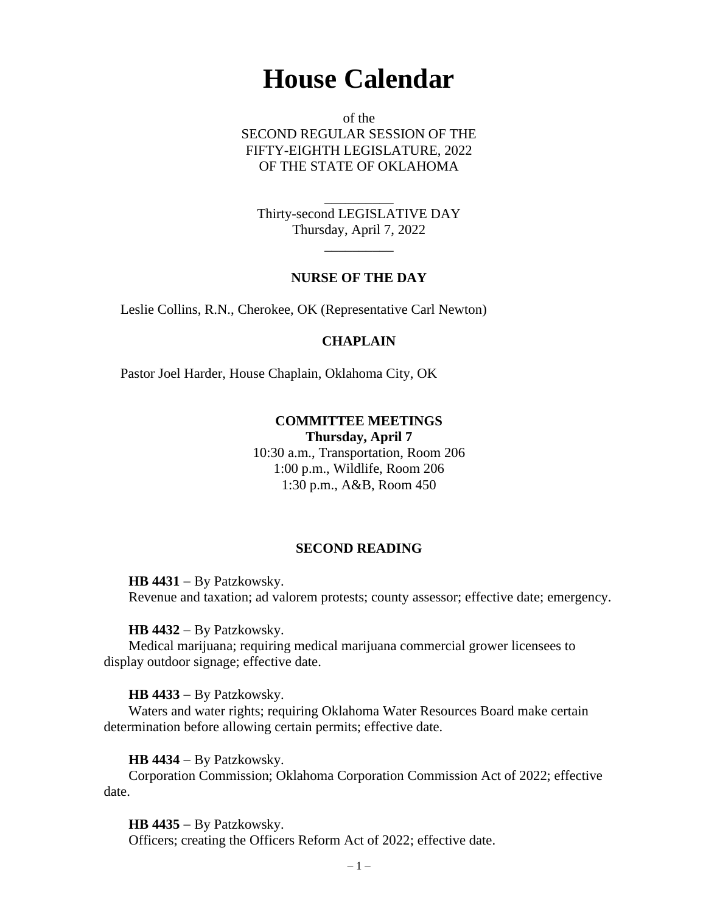# House Calendar

of the
SECOND REGULAR SESSION OF THE
FIFTY-EIGHTH LEGISLATURE, 2022
OF THE STATE OF OKLAHOMA

__________

Thirty-second LEGISLATIVE DAY
Thursday, April 7, 2022

__________

### NURSE OF THE DAY

Leslie Collins, R.N., Cherokee, OK (Representative Carl Newton)

### CHAPLAIN

Pastor Joel Harder, House Chaplain, Oklahoma City, OK

### COMMITTEE MEETINGS

**Thursday, April 7**

10:30 a.m., Transportation, Room 206
1:00 p.m., Wildlife, Room 206
1:30 p.m., A&B, Room 450

### SECOND READING

**HB 4431** – By Patzkowsky.
Revenue and taxation; ad valorem protests; county assessor; effective date; emergency.

**HB 4432** – By Patzkowsky.
Medical marijuana; requiring medical marijuana commercial grower licensees to display outdoor signage; effective date.

**HB 4433** – By Patzkowsky.
Waters and water rights; requiring Oklahoma Water Resources Board make certain determination before allowing certain permits; effective date.

**HB 4434** – By Patzkowsky.
Corporation Commission; Oklahoma Corporation Commission Act of 2022; effective date.

**HB 4435** – By Patzkowsky.
Officers; creating the Officers Reform Act of 2022; effective date.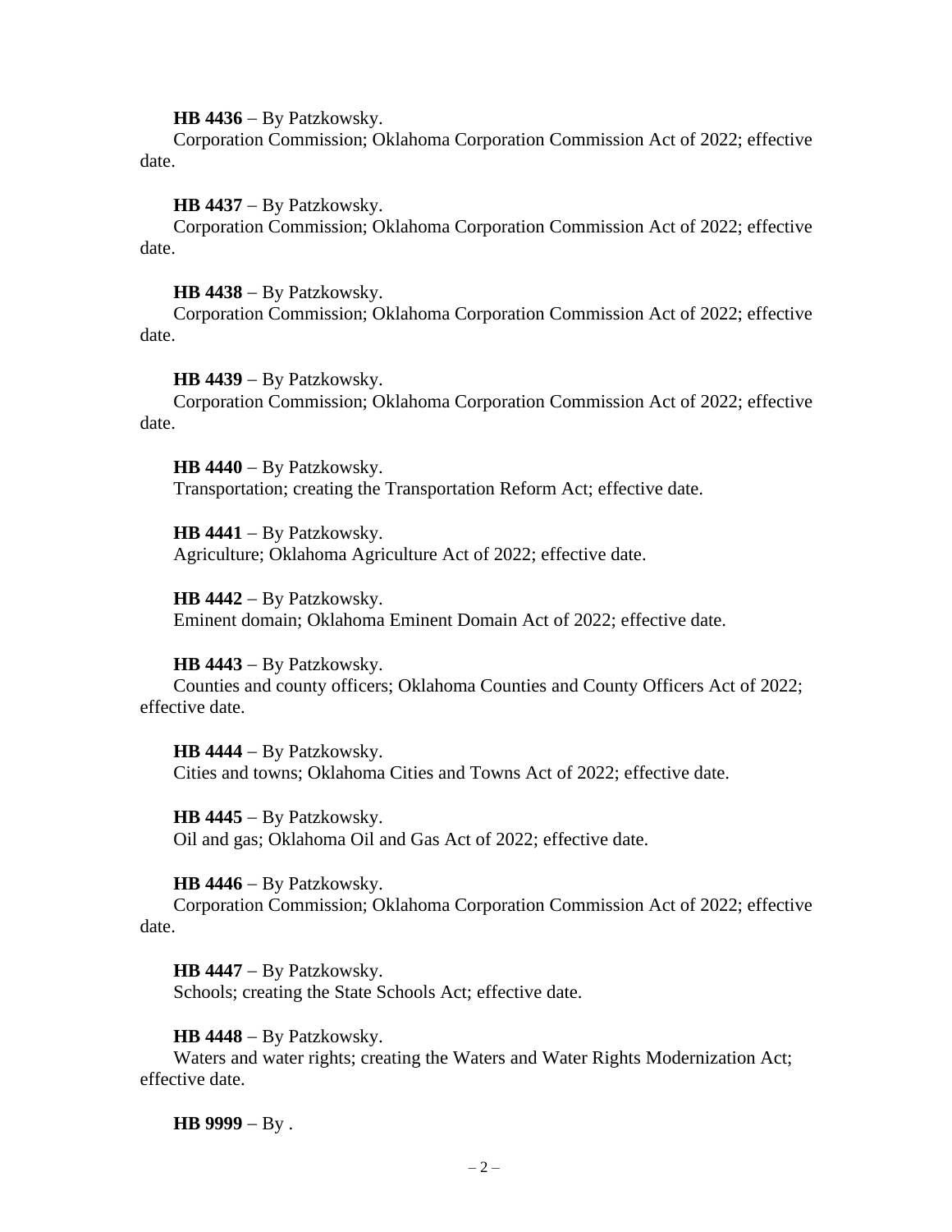**HB 4436** – By Patzkowsky.
Corporation Commission; Oklahoma Corporation Commission Act of 2022; effective date.

**HB 4437** – By Patzkowsky.
Corporation Commission; Oklahoma Corporation Commission Act of 2022; effective date.

**HB 4438** – By Patzkowsky.
Corporation Commission; Oklahoma Corporation Commission Act of 2022; effective date.

**HB 4439** – By Patzkowsky.
Corporation Commission; Oklahoma Corporation Commission Act of 2022; effective date.

**HB 4440** – By Patzkowsky.
Transportation; creating the Transportation Reform Act; effective date.

**HB 4441** – By Patzkowsky.
Agriculture; Oklahoma Agriculture Act of 2022; effective date.

**HB 4442** – By Patzkowsky.
Eminent domain; Oklahoma Eminent Domain Act of 2022; effective date.

**HB 4443** – By Patzkowsky.
Counties and county officers; Oklahoma Counties and County Officers Act of 2022; effective date.

**HB 4444** – By Patzkowsky.
Cities and towns; Oklahoma Cities and Towns Act of 2022; effective date.

**HB 4445** – By Patzkowsky.
Oil and gas; Oklahoma Oil and Gas Act of 2022; effective date.

**HB 4446** – By Patzkowsky.
Corporation Commission; Oklahoma Corporation Commission Act of 2022; effective date.

**HB 4447** – By Patzkowsky.
Schools; creating the State Schools Act; effective date.

**HB 4448** – By Patzkowsky.
Waters and water rights; creating the Waters and Water Rights Modernization Act; effective date.

**HB 9999** – By .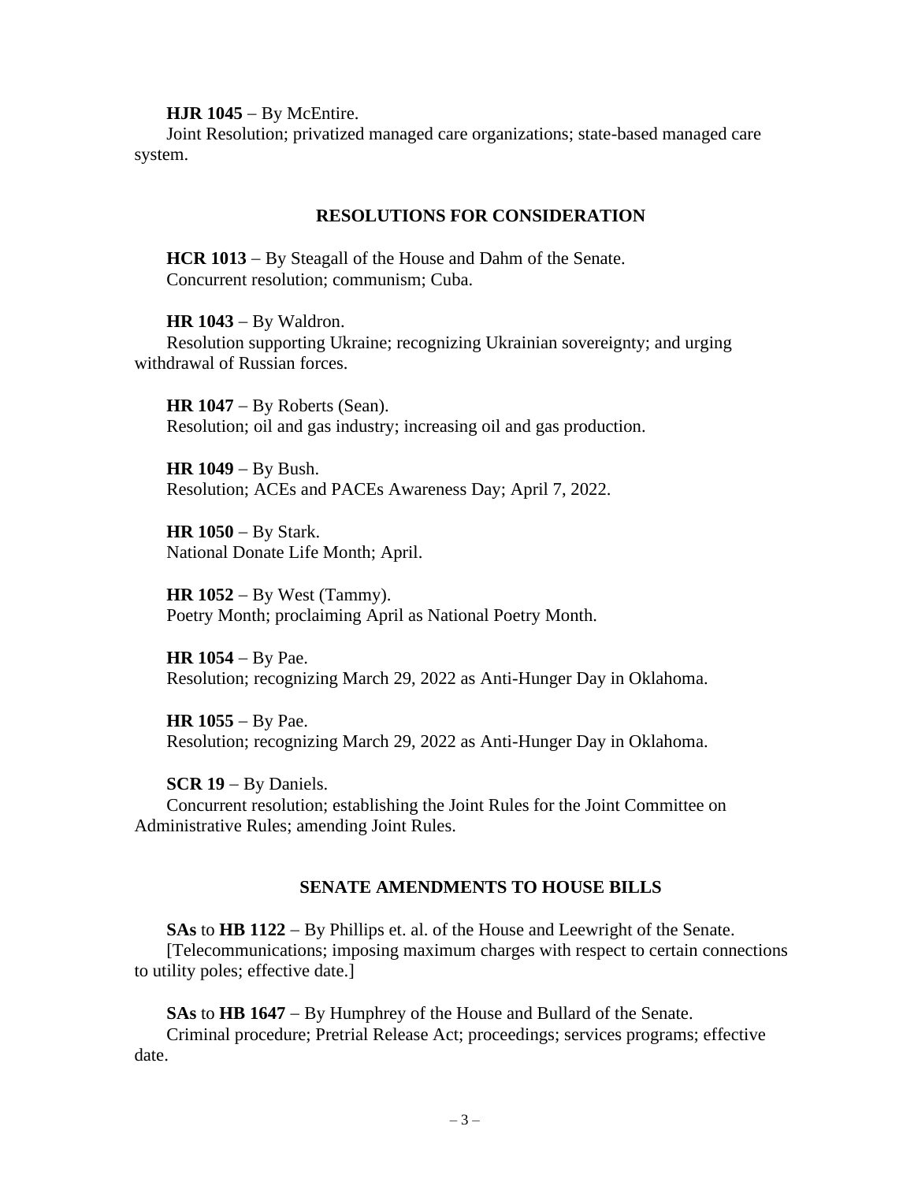**HJR 1045** – By McEntire.
Joint Resolution; privatized managed care organizations; state-based managed care system.

## RESOLUTIONS FOR CONSIDERATION

**HCR 1013** – By Steagall of the House and Dahm of the Senate.
Concurrent resolution; communism; Cuba.

**HR 1043** – By Waldron.
Resolution supporting Ukraine; recognizing Ukrainian sovereignty; and urging withdrawal of Russian forces.

**HR 1047** – By Roberts (Sean).
Resolution; oil and gas industry; increasing oil and gas production.

**HR 1049** – By Bush.
Resolution; ACEs and PACEs Awareness Day; April 7, 2022.

**HR 1050** – By Stark.
National Donate Life Month; April.

**HR 1052** – By West (Tammy).
Poetry Month; proclaiming April as National Poetry Month.

**HR 1054** – By Pae.
Resolution; recognizing March 29, 2022 as Anti-Hunger Day in Oklahoma.

**HR 1055** – By Pae.
Resolution; recognizing March 29, 2022 as Anti-Hunger Day in Oklahoma.

**SCR 19** – By Daniels.
Concurrent resolution; establishing the Joint Rules for the Joint Committee on Administrative Rules; amending Joint Rules.

## SENATE AMENDMENTS TO HOUSE BILLS

**SAs** to **HB 1122** – By Phillips et. al. of the House and Leewright of the Senate.
[Telecommunications; imposing maximum charges with respect to certain connections to utility poles; effective date.]

**SAs** to **HB 1647** – By Humphrey of the House and Bullard of the Senate.
Criminal procedure; Pretrial Release Act; proceedings; services programs; effective date.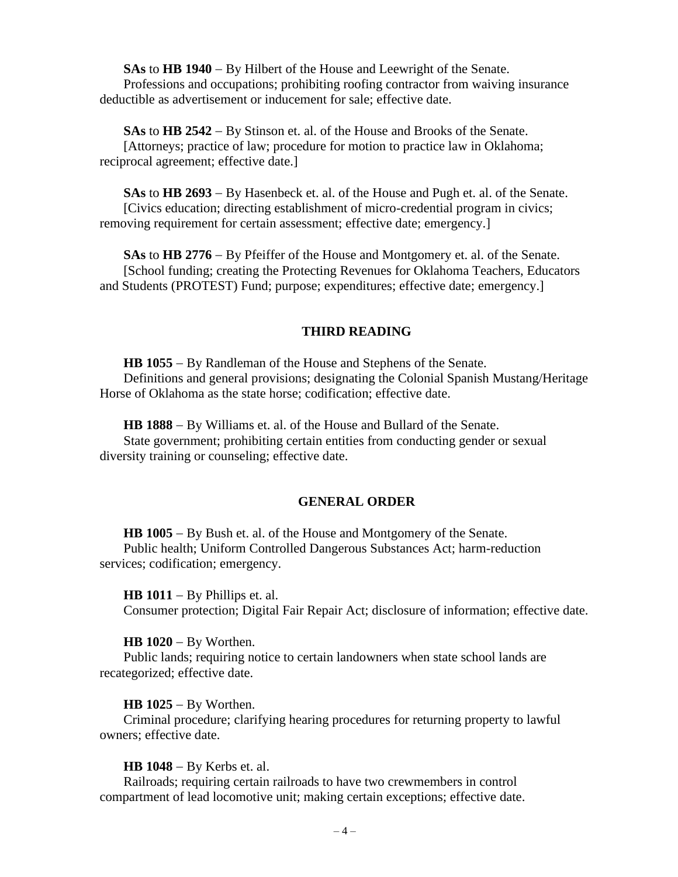**SAs** to **HB 1940** – By Hilbert of the House and Leewright of the Senate.
Professions and occupations; prohibiting roofing contractor from waiving insurance deductible as advertisement or inducement for sale; effective date.

**SAs** to **HB 2542** – By Stinson et. al. of the House and Brooks of the Senate.
[Attorneys; practice of law; procedure for motion to practice law in Oklahoma; reciprocal agreement; effective date.]

**SAs** to **HB 2693** – By Hasenbeck et. al. of the House and Pugh et. al. of the Senate.
[Civics education; directing establishment of micro-credential program in civics; removing requirement for certain assessment; effective date; emergency.]

**SAs** to **HB 2776** – By Pfeiffer of the House and Montgomery et. al. of the Senate.
[School funding; creating the Protecting Revenues for Oklahoma Teachers, Educators and Students (PROTEST) Fund; purpose; expenditures; effective date; emergency.]

## THIRD READING

**HB 1055** – By Randleman of the House and Stephens of the Senate.
Definitions and general provisions; designating the Colonial Spanish Mustang/Heritage Horse of Oklahoma as the state horse; codification; effective date.

**HB 1888** – By Williams et. al. of the House and Bullard of the Senate.
State government; prohibiting certain entities from conducting gender or sexual diversity training or counseling; effective date.

## GENERAL ORDER

**HB 1005** – By Bush et. al. of the House and Montgomery of the Senate.
Public health; Uniform Controlled Dangerous Substances Act; harm-reduction services; codification; emergency.

**HB 1011** – By Phillips et. al.
Consumer protection; Digital Fair Repair Act; disclosure of information; effective date.

**HB 1020** – By Worthen.
Public lands; requiring notice to certain landowners when state school lands are recategorized; effective date.

**HB 1025** – By Worthen.
Criminal procedure; clarifying hearing procedures for returning property to lawful owners; effective date.

**HB 1048** – By Kerbs et. al.
Railroads; requiring certain railroads to have two crewmembers in control compartment of lead locomotive unit; making certain exceptions; effective date.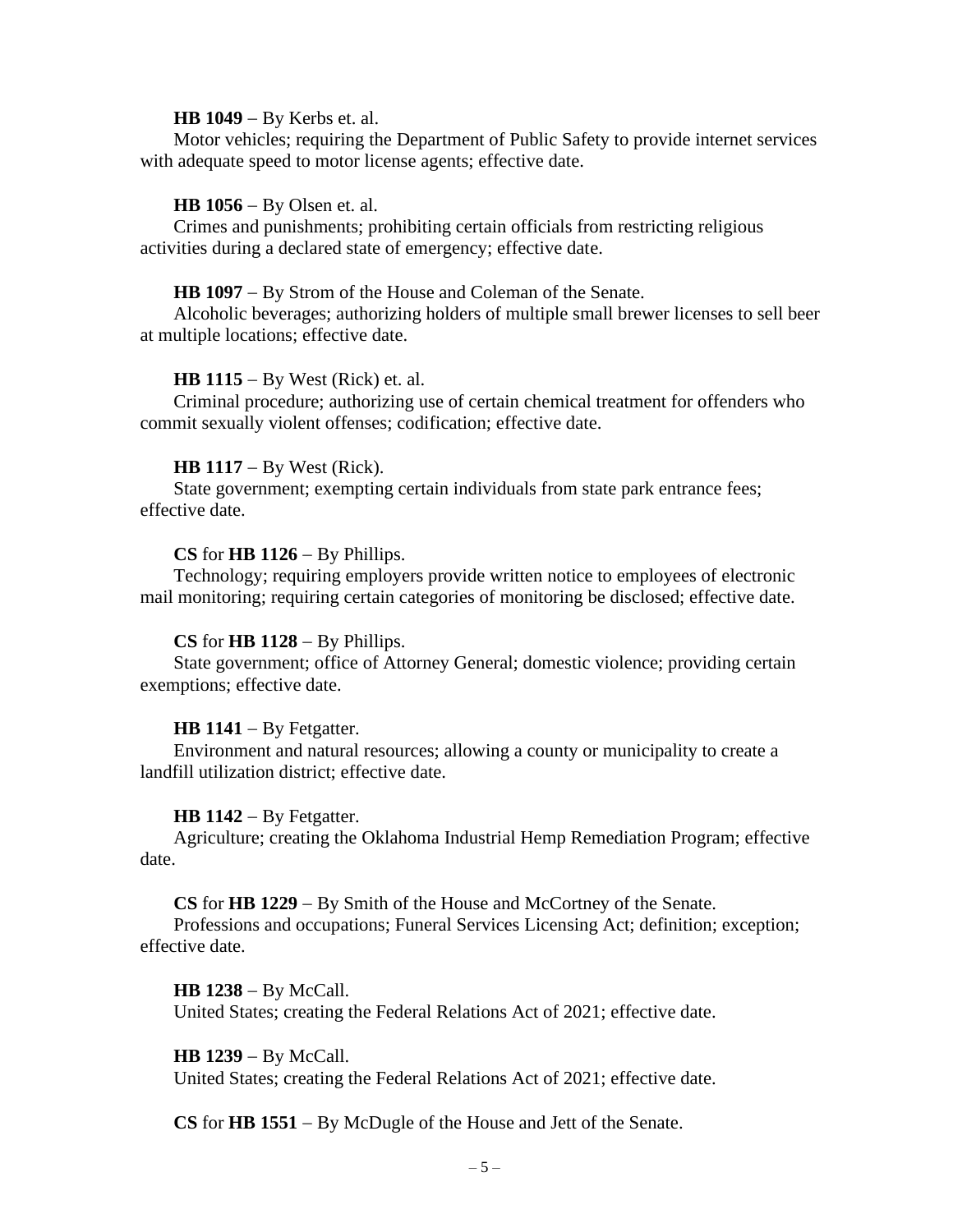**HB 1049** – By Kerbs et. al.

Motor vehicles; requiring the Department of Public Safety to provide internet services with adequate speed to motor license agents; effective date.

**HB 1056** – By Olsen et. al.

Crimes and punishments; prohibiting certain officials from restricting religious activities during a declared state of emergency; effective date.

**HB 1097** – By Strom of the House and Coleman of the Senate.

Alcoholic beverages; authorizing holders of multiple small brewer licenses to sell beer at multiple locations; effective date.

**HB 1115** – By West (Rick) et. al.

Criminal procedure; authorizing use of certain chemical treatment for offenders who commit sexually violent offenses; codification; effective date.

**HB 1117** – By West (Rick).

State government; exempting certain individuals from state park entrance fees; effective date.

**CS** for **HB 1126** – By Phillips.

Technology; requiring employers provide written notice to employees of electronic mail monitoring; requiring certain categories of monitoring be disclosed; effective date.

**CS** for **HB 1128** – By Phillips.

State government; office of Attorney General; domestic violence; providing certain exemptions; effective date.

**HB 1141** – By Fetgatter.

Environment and natural resources; allowing a county or municipality to create a landfill utilization district; effective date.

**HB 1142** – By Fetgatter.

Agriculture; creating the Oklahoma Industrial Hemp Remediation Program; effective date.

**CS** for **HB 1229** – By Smith of the House and McCortney of the Senate.

Professions and occupations; Funeral Services Licensing Act; definition; exception; effective date.

**HB 1238** – By McCall.

United States; creating the Federal Relations Act of 2021; effective date.

**HB 1239** – By McCall.

United States; creating the Federal Relations Act of 2021; effective date.

**CS** for **HB 1551** – By McDugle of the House and Jett of the Senate.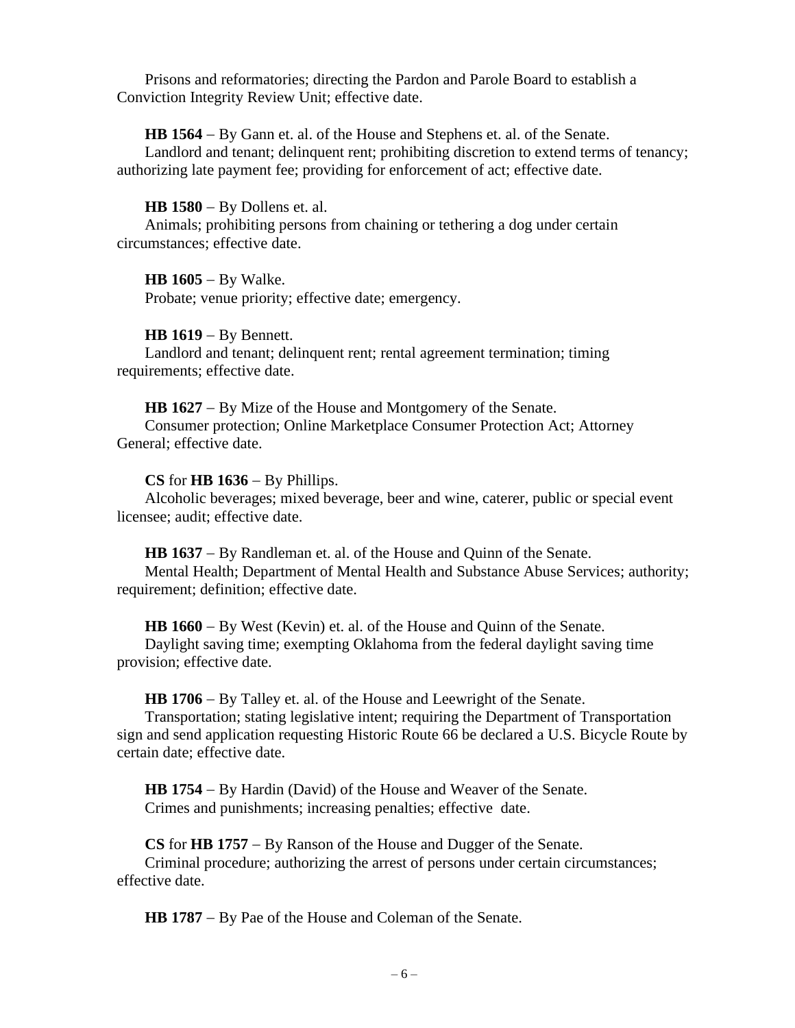Prisons and reformatories; directing the Pardon and Parole Board to establish a Conviction Integrity Review Unit; effective date.

**HB 1564** – By Gann et. al. of the House and Stephens et. al. of the Senate.
Landlord and tenant; delinquent rent; prohibiting discretion to extend terms of tenancy; authorizing late payment fee; providing for enforcement of act; effective date.

**HB 1580** – By Dollens et. al.
Animals; prohibiting persons from chaining or tethering a dog under certain circumstances; effective date.

**HB 1605** – By Walke.
Probate; venue priority; effective date; emergency.

**HB 1619** – By Bennett.
Landlord and tenant; delinquent rent; rental agreement termination; timing requirements; effective date.

**HB 1627** – By Mize of the House and Montgomery of the Senate.
Consumer protection; Online Marketplace Consumer Protection Act; Attorney General; effective date.

**CS** for **HB 1636** – By Phillips.
Alcoholic beverages; mixed beverage, beer and wine, caterer, public or special event licensee; audit; effective date.

**HB 1637** – By Randleman et. al. of the House and Quinn of the Senate.
Mental Health; Department of Mental Health and Substance Abuse Services; authority; requirement; definition; effective date.

**HB 1660** – By West (Kevin) et. al. of the House and Quinn of the Senate.
Daylight saving time; exempting Oklahoma from the federal daylight saving time provision; effective date.

**HB 1706** – By Talley et. al. of the House and Leewright of the Senate.
Transportation; stating legislative intent; requiring the Department of Transportation sign and send application requesting Historic Route 66 be declared a U.S. Bicycle Route by certain date; effective date.

**HB 1754** – By Hardin (David) of the House and Weaver of the Senate.
Crimes and punishments; increasing penalties; effective date.

**CS** for **HB 1757** – By Ranson of the House and Dugger of the Senate.
Criminal procedure; authorizing the arrest of persons under certain circumstances; effective date.

**HB 1787** – By Pae of the House and Coleman of the Senate.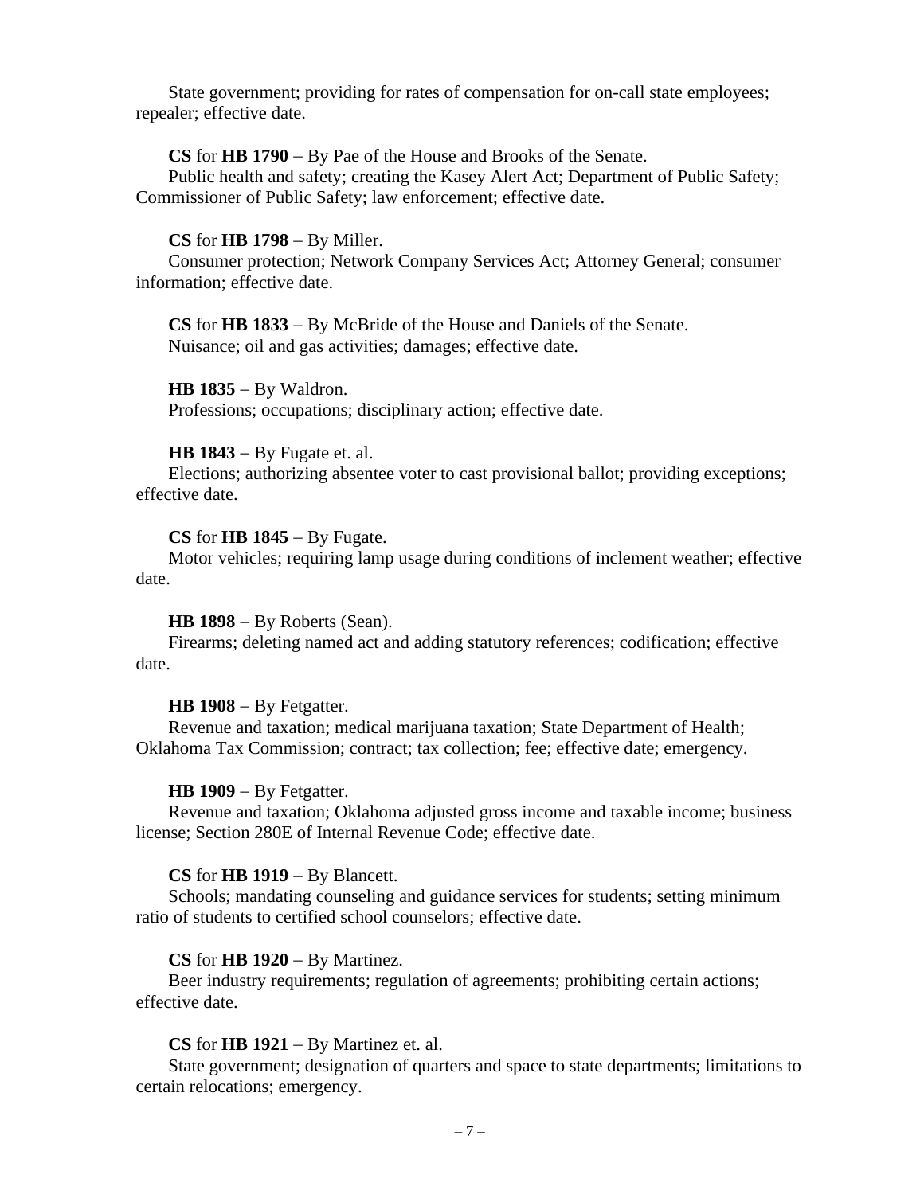State government; providing for rates of compensation for on-call state employees; repealer; effective date.

**CS** for **HB 1790** – By Pae of the House and Brooks of the Senate.
Public health and safety; creating the Kasey Alert Act; Department of Public Safety; Commissioner of Public Safety; law enforcement; effective date.

**CS** for **HB 1798** – By Miller.
Consumer protection; Network Company Services Act; Attorney General; consumer information; effective date.

**CS** for **HB 1833** – By McBride of the House and Daniels of the Senate.
Nuisance; oil and gas activities; damages; effective date.

**HB 1835** – By Waldron.
Professions; occupations; disciplinary action; effective date.

**HB 1843** – By Fugate et. al.
Elections; authorizing absentee voter to cast provisional ballot; providing exceptions; effective date.

**CS** for **HB 1845** – By Fugate.
Motor vehicles; requiring lamp usage during conditions of inclement weather; effective date.

**HB 1898** – By Roberts (Sean).
Firearms; deleting named act and adding statutory references; codification; effective date.

**HB 1908** – By Fetgatter.
Revenue and taxation; medical marijuana taxation; State Department of Health; Oklahoma Tax Commission; contract; tax collection; fee; effective date; emergency.

**HB 1909** – By Fetgatter.
Revenue and taxation; Oklahoma adjusted gross income and taxable income; business license; Section 280E of Internal Revenue Code; effective date.

**CS** for **HB 1919** – By Blancett.
Schools; mandating counseling and guidance services for students; setting minimum ratio of students to certified school counselors; effective date.

**CS** for **HB 1920** – By Martinez.
Beer industry requirements; regulation of agreements; prohibiting certain actions; effective date.

**CS** for **HB 1921** – By Martinez et. al.
State government; designation of quarters and space to state departments; limitations to certain relocations; emergency.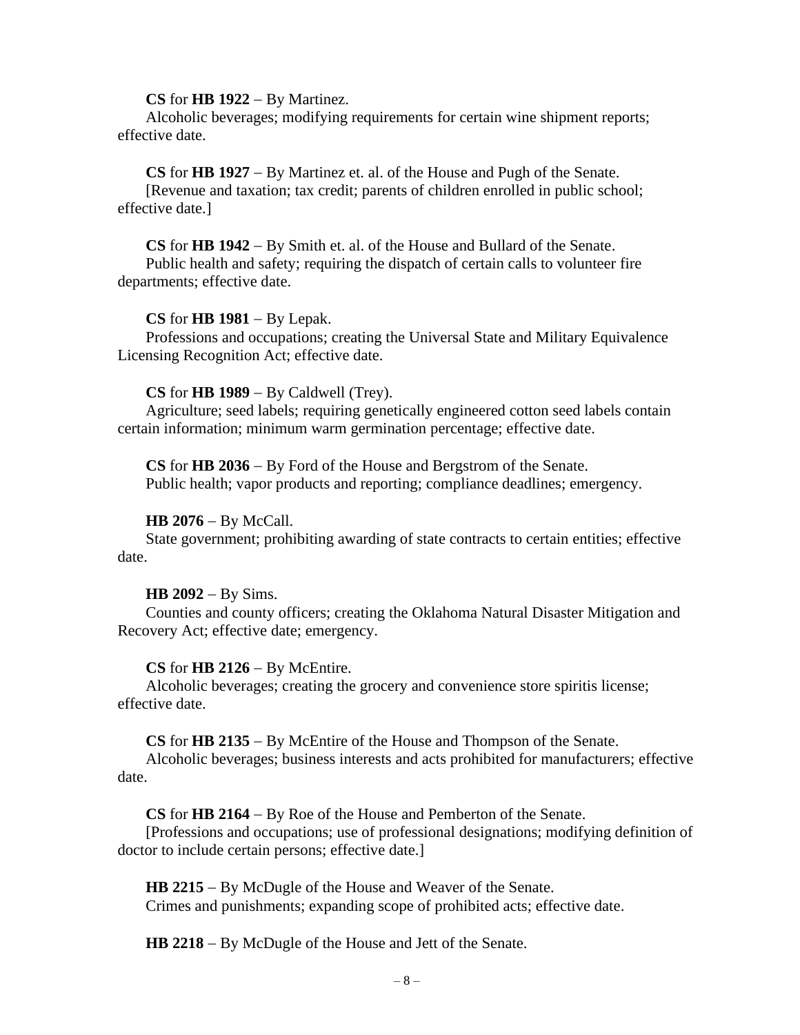**CS** for **HB 1922** – By Martinez.

Alcoholic beverages; modifying requirements for certain wine shipment reports; effective date.

**CS** for **HB 1927** – By Martinez et. al. of the House and Pugh of the Senate.

[Revenue and taxation; tax credit; parents of children enrolled in public school; effective date.]

**CS** for **HB 1942** – By Smith et. al. of the House and Bullard of the Senate.

Public health and safety; requiring the dispatch of certain calls to volunteer fire departments; effective date.

**CS** for **HB 1981** – By Lepak.

Professions and occupations; creating the Universal State and Military Equivalence Licensing Recognition Act; effective date.

**CS** for **HB 1989** – By Caldwell (Trey).

Agriculture; seed labels; requiring genetically engineered cotton seed labels contain certain information; minimum warm germination percentage; effective date.

**CS** for **HB 2036** – By Ford of the House and Bergstrom of the Senate.

Public health; vapor products and reporting; compliance deadlines; emergency.

**HB 2076** – By McCall.

State government; prohibiting awarding of state contracts to certain entities; effective date.

**HB 2092** – By Sims.

Counties and county officers; creating the Oklahoma Natural Disaster Mitigation and Recovery Act; effective date; emergency.

**CS** for **HB 2126** – By McEntire.

Alcoholic beverages; creating the grocery and convenience store spiritis license; effective date.

**CS** for **HB 2135** – By McEntire of the House and Thompson of the Senate.

Alcoholic beverages; business interests and acts prohibited for manufacturers; effective date.

**CS** for **HB 2164** – By Roe of the House and Pemberton of the Senate.

[Professions and occupations; use of professional designations; modifying definition of doctor to include certain persons; effective date.]

**HB 2215** – By McDugle of the House and Weaver of the Senate.

Crimes and punishments; expanding scope of prohibited acts; effective date.

**HB 2218** – By McDugle of the House and Jett of the Senate.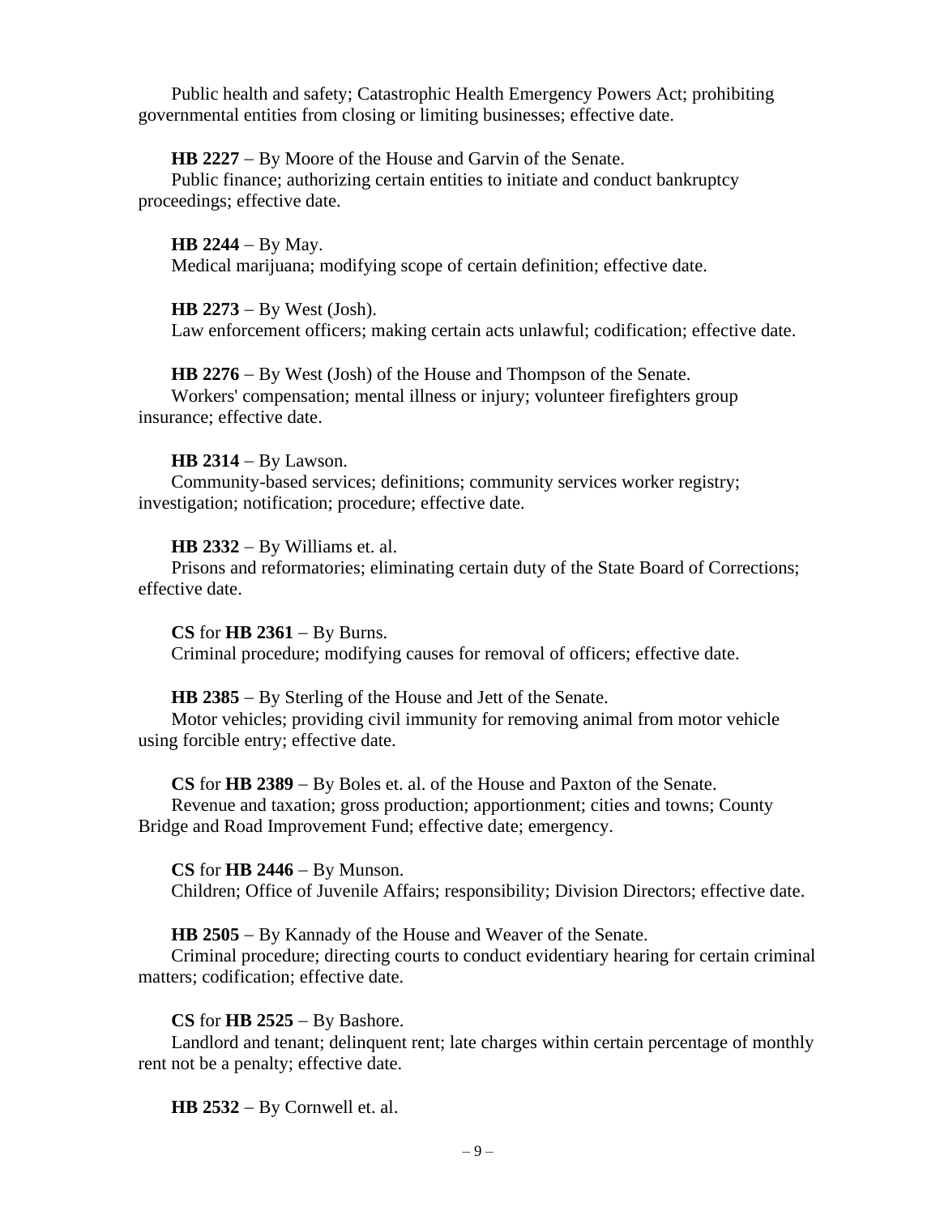Public health and safety; Catastrophic Health Emergency Powers Act; prohibiting governmental entities from closing or limiting businesses; effective date.

**HB 2227** – By Moore of the House and Garvin of the Senate.
Public finance; authorizing certain entities to initiate and conduct bankruptcy proceedings; effective date.

**HB 2244** – By May.
Medical marijuana; modifying scope of certain definition; effective date.

**HB 2273** – By West (Josh).
Law enforcement officers; making certain acts unlawful; codification; effective date.

**HB 2276** – By West (Josh) of the House and Thompson of the Senate.
Workers' compensation; mental illness or injury; volunteer firefighters group insurance; effective date.

**HB 2314** – By Lawson.
Community-based services; definitions; community services worker registry; investigation; notification; procedure; effective date.

**HB 2332** – By Williams et. al.
Prisons and reformatories; eliminating certain duty of the State Board of Corrections; effective date.

**CS** for **HB 2361** – By Burns.
Criminal procedure; modifying causes for removal of officers; effective date.

**HB 2385** – By Sterling of the House and Jett of the Senate.
Motor vehicles; providing civil immunity for removing animal from motor vehicle using forcible entry; effective date.

**CS** for **HB 2389** – By Boles et. al. of the House and Paxton of the Senate.
Revenue and taxation; gross production; apportionment; cities and towns; County Bridge and Road Improvement Fund; effective date; emergency.

**CS** for **HB 2446** – By Munson.
Children; Office of Juvenile Affairs; responsibility; Division Directors; effective date.

**HB 2505** – By Kannady of the House and Weaver of the Senate.
Criminal procedure; directing courts to conduct evidentiary hearing for certain criminal matters; codification; effective date.

**CS** for **HB 2525** – By Bashore.
Landlord and tenant; delinquent rent; late charges within certain percentage of monthly rent not be a penalty; effective date.

**HB 2532** – By Cornwell et. al.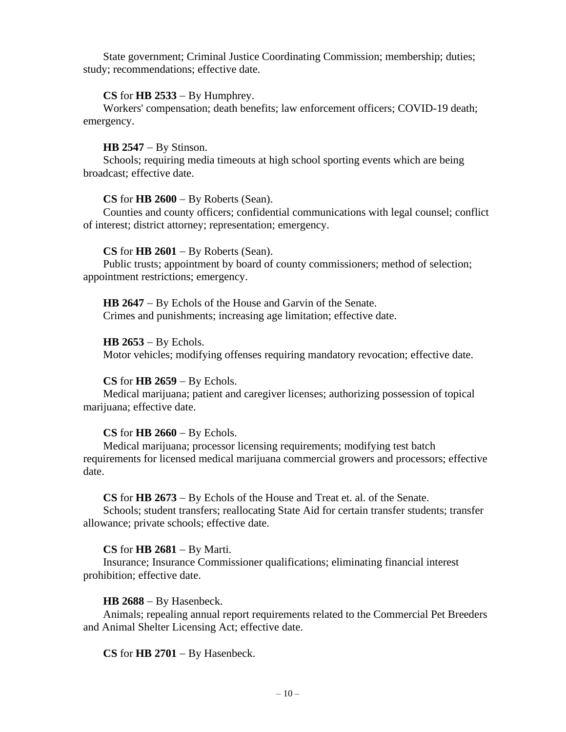State government; Criminal Justice Coordinating Commission; membership; duties; study; recommendations; effective date.

**CS** for **HB 2533** – By Humphrey.
Workers' compensation; death benefits; law enforcement officers; COVID-19 death; emergency.

**HB 2547** – By Stinson.
Schools; requiring media timeouts at high school sporting events which are being broadcast; effective date.

**CS** for **HB 2600** – By Roberts (Sean).
Counties and county officers; confidential communications with legal counsel; conflict of interest; district attorney; representation; emergency.

**CS** for **HB 2601** – By Roberts (Sean).
Public trusts; appointment by board of county commissioners; method of selection; appointment restrictions; emergency.

**HB 2647** – By Echols of the House and Garvin of the Senate.
Crimes and punishments; increasing age limitation; effective date.

**HB 2653** – By Echols.
Motor vehicles; modifying offenses requiring mandatory revocation; effective date.

**CS** for **HB 2659** – By Echols.
Medical marijuana; patient and caregiver licenses; authorizing possession of topical marijuana; effective date.

**CS** for **HB 2660** – By Echols.
Medical marijuana; processor licensing requirements; modifying test batch requirements for licensed medical marijuana commercial growers and processors; effective date.

**CS** for **HB 2673** – By Echols of the House and Treat et. al. of the Senate.
Schools; student transfers; reallocating State Aid for certain transfer students; transfer allowance; private schools; effective date.

**CS** for **HB 2681** – By Marti.
Insurance; Insurance Commissioner qualifications; eliminating financial interest prohibition; effective date.

**HB 2688** – By Hasenbeck.
Animals; repealing annual report requirements related to the Commercial Pet Breeders and Animal Shelter Licensing Act; effective date.

**CS** for **HB 2701** – By Hasenbeck.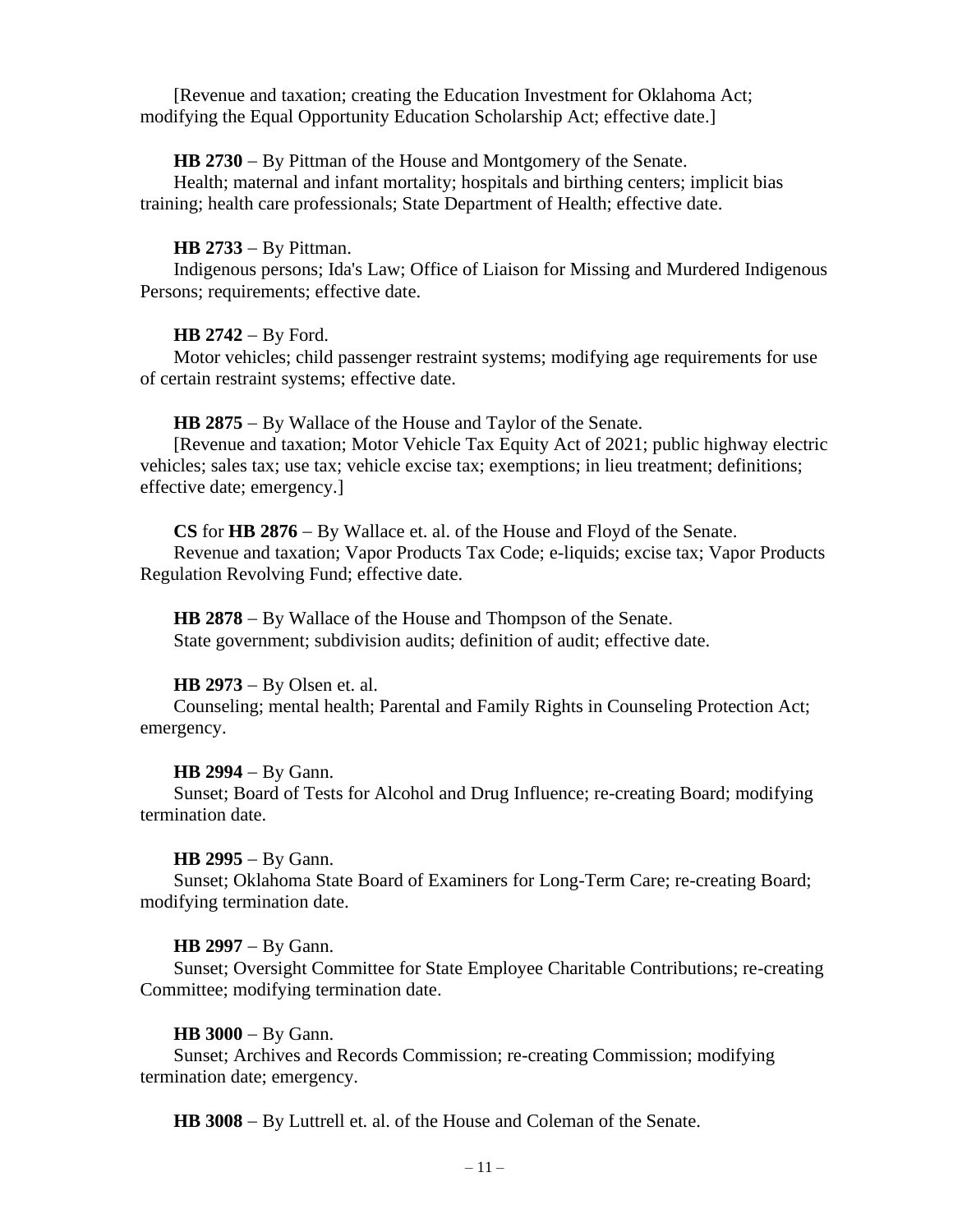[Revenue and taxation; creating the Education Investment for Oklahoma Act; modifying the Equal Opportunity Education Scholarship Act; effective date.]

**HB 2730** – By Pittman of the House and Montgomery of the Senate.
Health; maternal and infant mortality; hospitals and birthing centers; implicit bias training; health care professionals; State Department of Health; effective date.

**HB 2733** – By Pittman.
Indigenous persons; Ida's Law; Office of Liaison for Missing and Murdered Indigenous Persons; requirements; effective date.

**HB 2742** – By Ford.
Motor vehicles; child passenger restraint systems; modifying age requirements for use of certain restraint systems; effective date.

**HB 2875** – By Wallace of the House and Taylor of the Senate.
[Revenue and taxation; Motor Vehicle Tax Equity Act of 2021; public highway electric vehicles; sales tax; use tax; vehicle excise tax; exemptions; in lieu treatment; definitions; effective date; emergency.]

**CS** for **HB 2876** – By Wallace et. al. of the House and Floyd of the Senate.
Revenue and taxation; Vapor Products Tax Code; e-liquids; excise tax; Vapor Products Regulation Revolving Fund; effective date.

**HB 2878** – By Wallace of the House and Thompson of the Senate.
State government; subdivision audits; definition of audit; effective date.

**HB 2973** – By Olsen et. al.
Counseling; mental health; Parental and Family Rights in Counseling Protection Act; emergency.

**HB 2994** – By Gann.
Sunset; Board of Tests for Alcohol and Drug Influence; re-creating Board; modifying termination date.

**HB 2995** – By Gann.
Sunset; Oklahoma State Board of Examiners for Long-Term Care; re-creating Board; modifying termination date.

**HB 2997** – By Gann.
Sunset; Oversight Committee for State Employee Charitable Contributions; re-creating Committee; modifying termination date.

**HB 3000** – By Gann.
Sunset; Archives and Records Commission; re-creating Commission; modifying termination date; emergency.

**HB 3008** – By Luttrell et. al. of the House and Coleman of the Senate.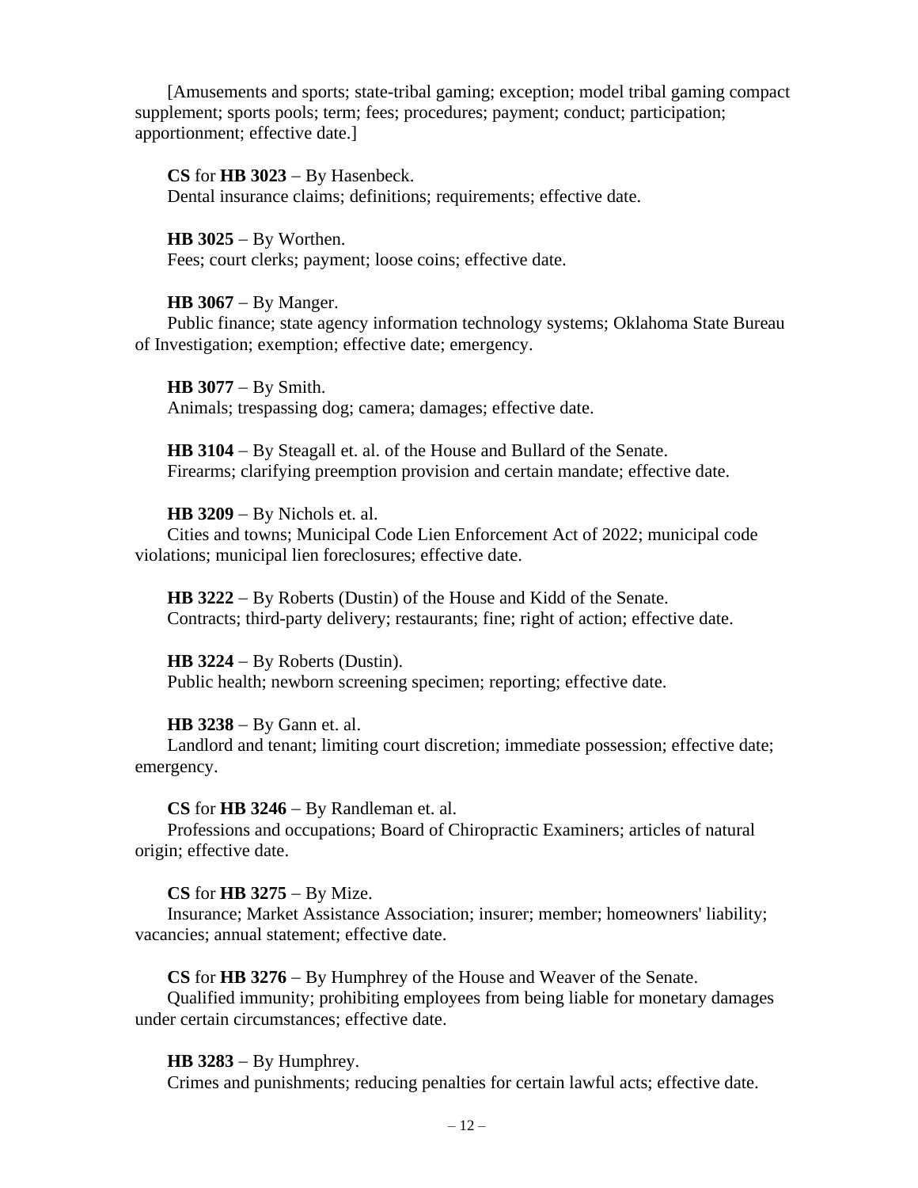[Amusements and sports; state-tribal gaming; exception; model tribal gaming compact supplement; sports pools; term; fees; procedures; payment; conduct; participation; apportionment; effective date.]

**CS** for **HB 3023** – By Hasenbeck.
Dental insurance claims; definitions; requirements; effective date.

**HB 3025** – By Worthen.
Fees; court clerks; payment; loose coins; effective date.

**HB 3067** – By Manger.
Public finance; state agency information technology systems; Oklahoma State Bureau of Investigation; exemption; effective date; emergency.

**HB 3077** – By Smith.
Animals; trespassing dog; camera; damages; effective date.

**HB 3104** – By Steagall et. al. of the House and Bullard of the Senate.
Firearms; clarifying preemption provision and certain mandate; effective date.

**HB 3209** – By Nichols et. al.
Cities and towns; Municipal Code Lien Enforcement Act of 2022; municipal code violations; municipal lien foreclosures; effective date.

**HB 3222** – By Roberts (Dustin) of the House and Kidd of the Senate.
Contracts; third-party delivery; restaurants; fine; right of action; effective date.

**HB 3224** – By Roberts (Dustin).
Public health; newborn screening specimen; reporting; effective date.

**HB 3238** – By Gann et. al.
Landlord and tenant; limiting court discretion; immediate possession; effective date; emergency.

**CS** for **HB 3246** – By Randleman et. al.
Professions and occupations; Board of Chiropractic Examiners; articles of natural origin; effective date.

**CS** for **HB 3275** – By Mize.
Insurance; Market Assistance Association; insurer; member; homeowners' liability; vacancies; annual statement; effective date.

**CS** for **HB 3276** – By Humphrey of the House and Weaver of the Senate.
Qualified immunity; prohibiting employees from being liable for monetary damages under certain circumstances; effective date.

**HB 3283** – By Humphrey.
Crimes and punishments; reducing penalties for certain lawful acts; effective date.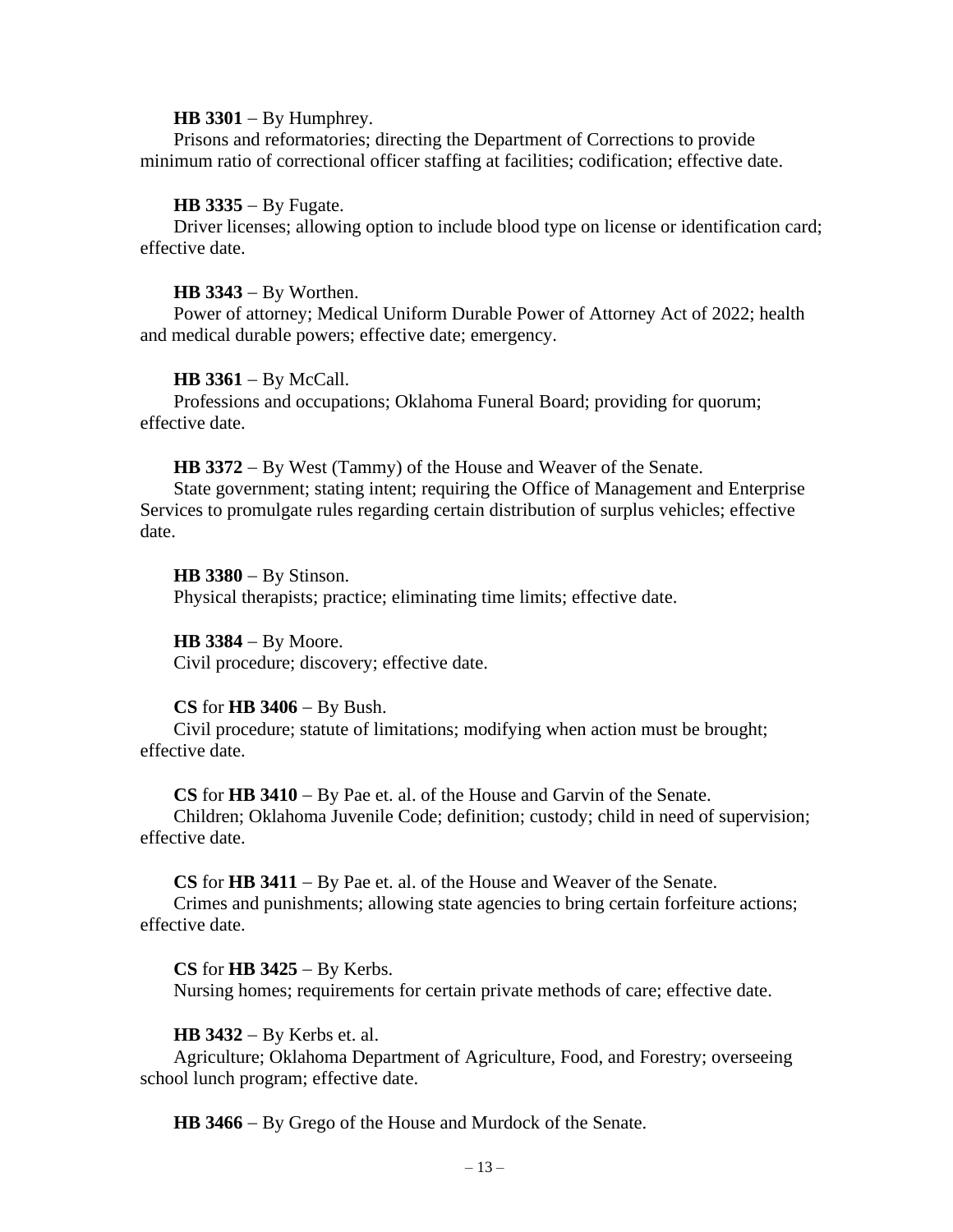**HB 3301** – By Humphrey.

Prisons and reformatories; directing the Department of Corrections to provide minimum ratio of correctional officer staffing at facilities; codification; effective date.

**HB 3335** – By Fugate.

Driver licenses; allowing option to include blood type on license or identification card; effective date.

**HB 3343** – By Worthen.

Power of attorney; Medical Uniform Durable Power of Attorney Act of 2022; health and medical durable powers; effective date; emergency.

**HB 3361** – By McCall.

Professions and occupations; Oklahoma Funeral Board; providing for quorum; effective date.

**HB 3372** – By West (Tammy) of the House and Weaver of the Senate.

State government; stating intent; requiring the Office of Management and Enterprise Services to promulgate rules regarding certain distribution of surplus vehicles; effective date.

**HB 3380** – By Stinson.

Physical therapists; practice; eliminating time limits; effective date.

**HB 3384** – By Moore.

Civil procedure; discovery; effective date.

**CS** for **HB 3406** – By Bush.

Civil procedure; statute of limitations; modifying when action must be brought; effective date.

**CS** for **HB 3410** – By Pae et. al. of the House and Garvin of the Senate.

Children; Oklahoma Juvenile Code; definition; custody; child in need of supervision; effective date.

**CS** for **HB 3411** – By Pae et. al. of the House and Weaver of the Senate.

Crimes and punishments; allowing state agencies to bring certain forfeiture actions; effective date.

**CS** for **HB 3425** – By Kerbs.

Nursing homes; requirements for certain private methods of care; effective date.

**HB 3432** – By Kerbs et. al.

Agriculture; Oklahoma Department of Agriculture, Food, and Forestry; overseeing school lunch program; effective date.

**HB 3466** – By Grego of the House and Murdock of the Senate.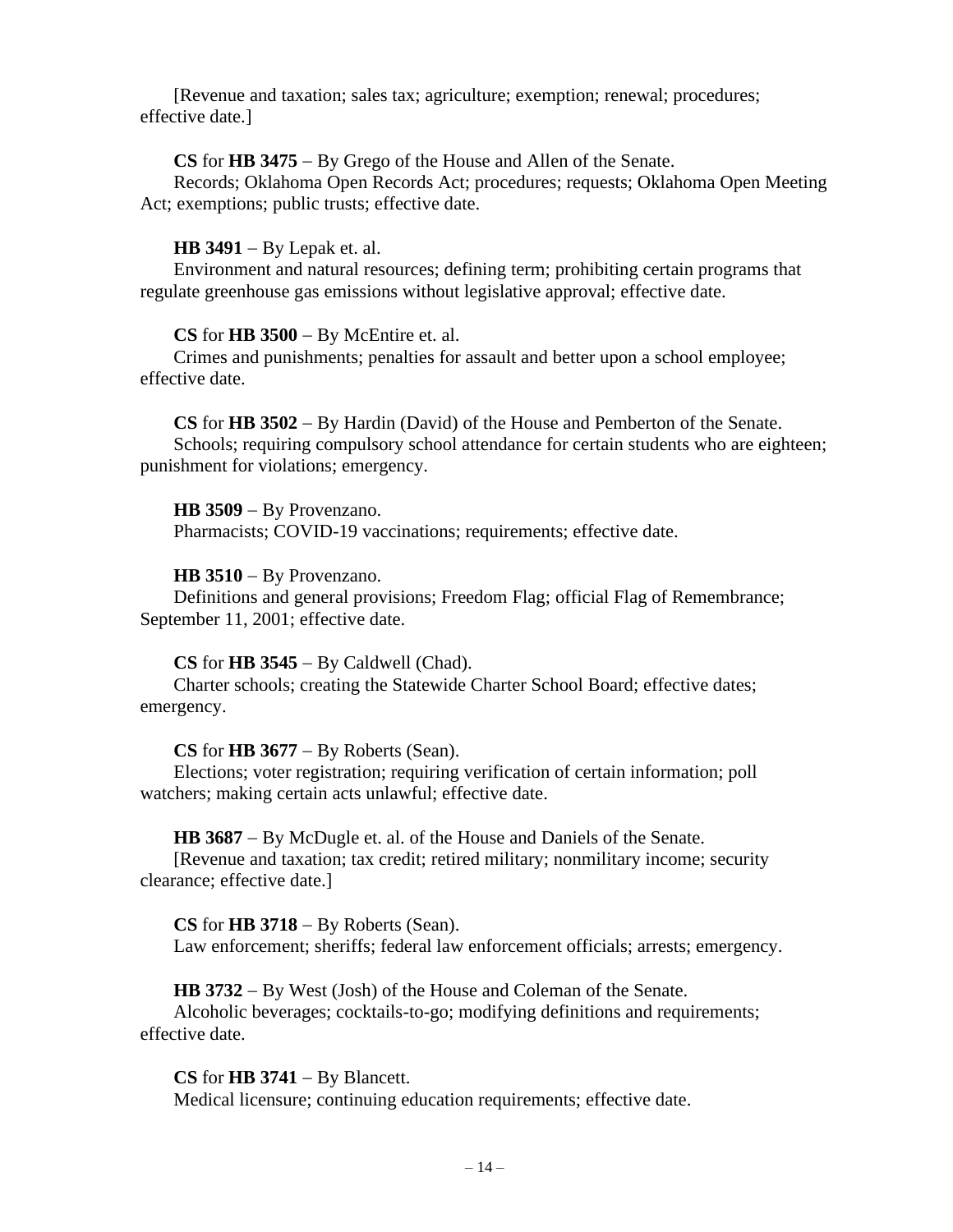[Revenue and taxation; sales tax; agriculture; exemption; renewal; procedures; effective date.]

**CS** for **HB 3475** – By Grego of the House and Allen of the Senate.
Records; Oklahoma Open Records Act; procedures; requests; Oklahoma Open Meeting Act; exemptions; public trusts; effective date.

**HB 3491** – By Lepak et. al.
Environment and natural resources; defining term; prohibiting certain programs that regulate greenhouse gas emissions without legislative approval; effective date.

**CS** for **HB 3500** – By McEntire et. al.
Crimes and punishments; penalties for assault and better upon a school employee; effective date.

**CS** for **HB 3502** – By Hardin (David) of the House and Pemberton of the Senate.
Schools; requiring compulsory school attendance for certain students who are eighteen; punishment for violations; emergency.

**HB 3509** – By Provenzano.
Pharmacists; COVID-19 vaccinations; requirements; effective date.

**HB 3510** – By Provenzano.
Definitions and general provisions; Freedom Flag; official Flag of Remembrance; September 11, 2001; effective date.

**CS** for **HB 3545** – By Caldwell (Chad).
Charter schools; creating the Statewide Charter School Board; effective dates; emergency.

**CS** for **HB 3677** – By Roberts (Sean).
Elections; voter registration; requiring verification of certain information; poll watchers; making certain acts unlawful; effective date.

**HB 3687** – By McDugle et. al. of the House and Daniels of the Senate.
[Revenue and taxation; tax credit; retired military; nonmilitary income; security clearance; effective date.]

**CS** for **HB 3718** – By Roberts (Sean).
Law enforcement; sheriffs; federal law enforcement officials; arrests; emergency.

**HB 3732** – By West (Josh) of the House and Coleman of the Senate.
Alcoholic beverages; cocktails-to-go; modifying definitions and requirements; effective date.

**CS** for **HB 3741** – By Blancett.
Medical licensure; continuing education requirements; effective date.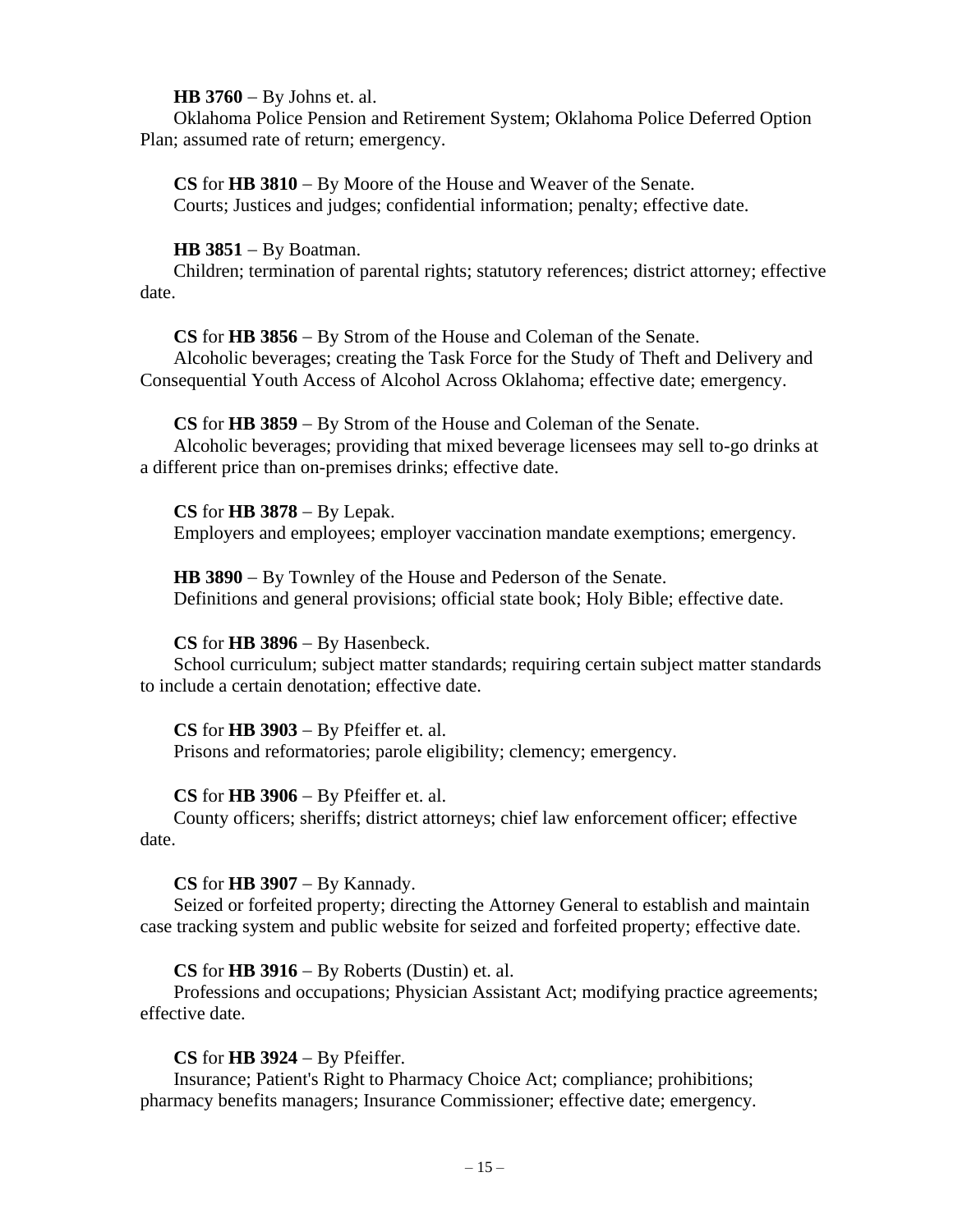**HB 3760** − By Johns et. al.

Oklahoma Police Pension and Retirement System; Oklahoma Police Deferred Option Plan; assumed rate of return; emergency.

**CS** for **HB 3810** − By Moore of the House and Weaver of the Senate.

Courts; Justices and judges; confidential information; penalty; effective date.

**HB 3851** − By Boatman.

Children; termination of parental rights; statutory references; district attorney; effective date.

**CS** for **HB 3856** − By Strom of the House and Coleman of the Senate.

Alcoholic beverages; creating the Task Force for the Study of Theft and Delivery and Consequential Youth Access of Alcohol Across Oklahoma; effective date; emergency.

**CS** for **HB 3859** − By Strom of the House and Coleman of the Senate.

Alcoholic beverages; providing that mixed beverage licensees may sell to-go drinks at a different price than on-premises drinks; effective date.

**CS** for **HB 3878** − By Lepak.

Employers and employees; employer vaccination mandate exemptions; emergency.

**HB 3890** − By Townley of the House and Pederson of the Senate.

Definitions and general provisions; official state book; Holy Bible; effective date.

**CS** for **HB 3896** − By Hasenbeck.

School curriculum; subject matter standards; requiring certain subject matter standards to include a certain denotation; effective date.

**CS** for **HB 3903** − By Pfeiffer et. al.

Prisons and reformatories; parole eligibility; clemency; emergency.

**CS** for **HB 3906** − By Pfeiffer et. al.

County officers; sheriffs; district attorneys; chief law enforcement officer; effective date.

**CS** for **HB 3907** − By Kannady.

Seized or forfeited property; directing the Attorney General to establish and maintain case tracking system and public website for seized and forfeited property; effective date.

**CS** for **HB 3916** − By Roberts (Dustin) et. al.

Professions and occupations; Physician Assistant Act; modifying practice agreements; effective date.

**CS** for **HB 3924** − By Pfeiffer.

Insurance; Patient's Right to Pharmacy Choice Act; compliance; prohibitions; pharmacy benefits managers; Insurance Commissioner; effective date; emergency.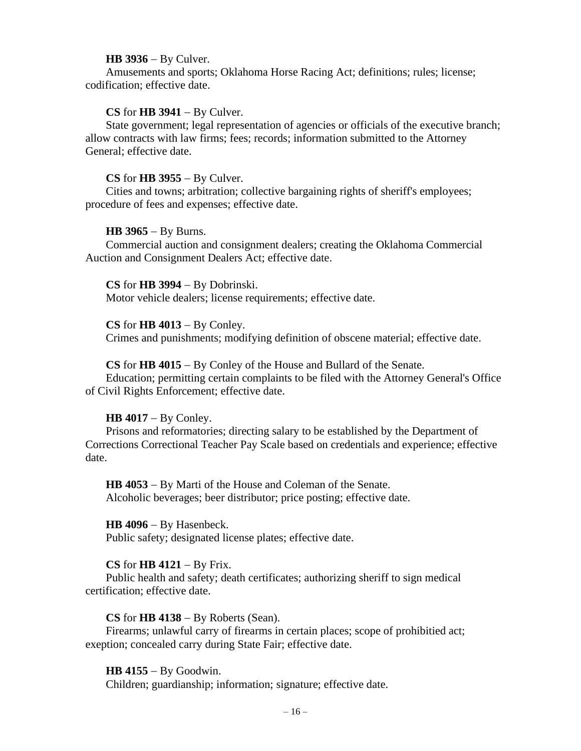**HB 3936** – By Culver.
Amusements and sports; Oklahoma Horse Racing Act; definitions; rules; license; codification; effective date.

**CS** for **HB 3941** – By Culver.
State government; legal representation of agencies or officials of the executive branch; allow contracts with law firms; fees; records; information submitted to the Attorney General; effective date.

**CS** for **HB 3955** – By Culver.
Cities and towns; arbitration; collective bargaining rights of sheriff's employees; procedure of fees and expenses; effective date.

**HB 3965** – By Burns.
Commercial auction and consignment dealers; creating the Oklahoma Commercial Auction and Consignment Dealers Act; effective date.

**CS** for **HB 3994** – By Dobrinski.
Motor vehicle dealers; license requirements; effective date.

**CS** for **HB 4013** – By Conley.
Crimes and punishments; modifying definition of obscene material; effective date.

**CS** for **HB 4015** – By Conley of the House and Bullard of the Senate.
Education; permitting certain complaints to be filed with the Attorney General's Office of Civil Rights Enforcement; effective date.

**HB 4017** – By Conley.
Prisons and reformatories; directing salary to be established by the Department of Corrections Correctional Teacher Pay Scale based on credentials and experience; effective date.

**HB 4053** – By Marti of the House and Coleman of the Senate.
Alcoholic beverages; beer distributor; price posting; effective date.

**HB 4096** – By Hasenbeck.
Public safety; designated license plates; effective date.

**CS** for **HB 4121** – By Frix.
Public health and safety; death certificates; authorizing sheriff to sign medical certification; effective date.

**CS** for **HB 4138** – By Roberts (Sean).
Firearms; unlawful carry of firearms in certain places; scope of prohibitied act; exeption; concealed carry during State Fair; effective date.

**HB 4155** – By Goodwin.
Children; guardianship; information; signature; effective date.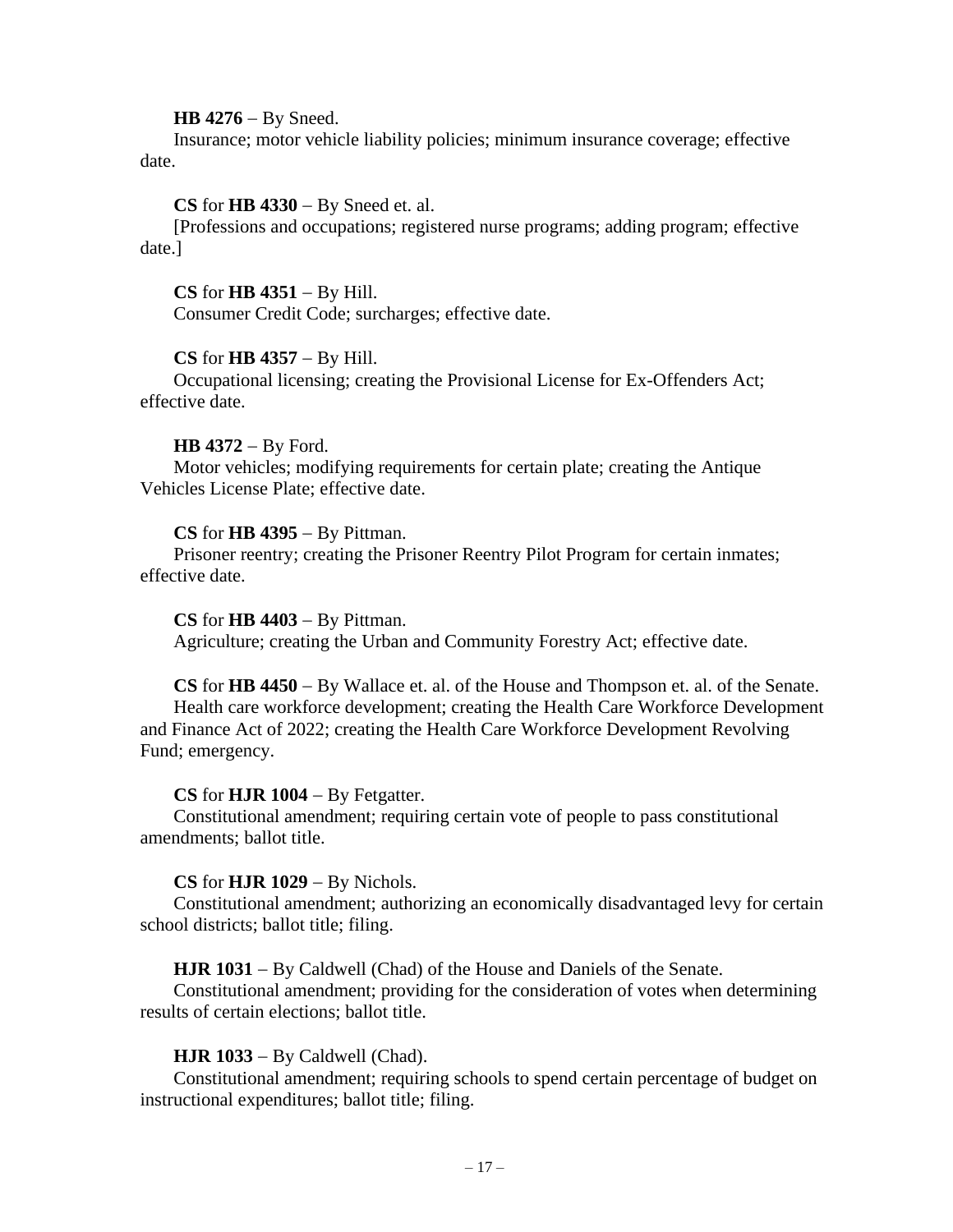**HB 4276** − By Sneed.

Insurance; motor vehicle liability policies; minimum insurance coverage; effective date.

**CS** for **HB 4330** − By Sneed et. al.

[Professions and occupations; registered nurse programs; adding program; effective date.]

**CS** for **HB 4351** − By Hill.

Consumer Credit Code; surcharges; effective date.

**CS** for **HB 4357** − By Hill.

Occupational licensing; creating the Provisional License for Ex-Offenders Act; effective date.

**HB 4372** − By Ford.

Motor vehicles; modifying requirements for certain plate; creating the Antique Vehicles License Plate; effective date.

**CS** for **HB 4395** − By Pittman.

Prisoner reentry; creating the Prisoner Reentry Pilot Program for certain inmates; effective date.

**CS** for **HB 4403** − By Pittman.

Agriculture; creating the Urban and Community Forestry Act; effective date.

**CS** for **HB 4450** − By Wallace et. al. of the House and Thompson et. al. of the Senate.

Health care workforce development; creating the Health Care Workforce Development and Finance Act of 2022; creating the Health Care Workforce Development Revolving Fund; emergency.

**CS** for **HJR 1004** − By Fetgatter.

Constitutional amendment; requiring certain vote of people to pass constitutional amendments; ballot title.

**CS** for **HJR 1029** − By Nichols.

Constitutional amendment; authorizing an economically disadvantaged levy for certain school districts; ballot title; filing.

**HJR 1031** − By Caldwell (Chad) of the House and Daniels of the Senate.

Constitutional amendment; providing for the consideration of votes when determining results of certain elections; ballot title.

**HJR 1033** − By Caldwell (Chad).

Constitutional amendment; requiring schools to spend certain percentage of budget on instructional expenditures; ballot title; filing.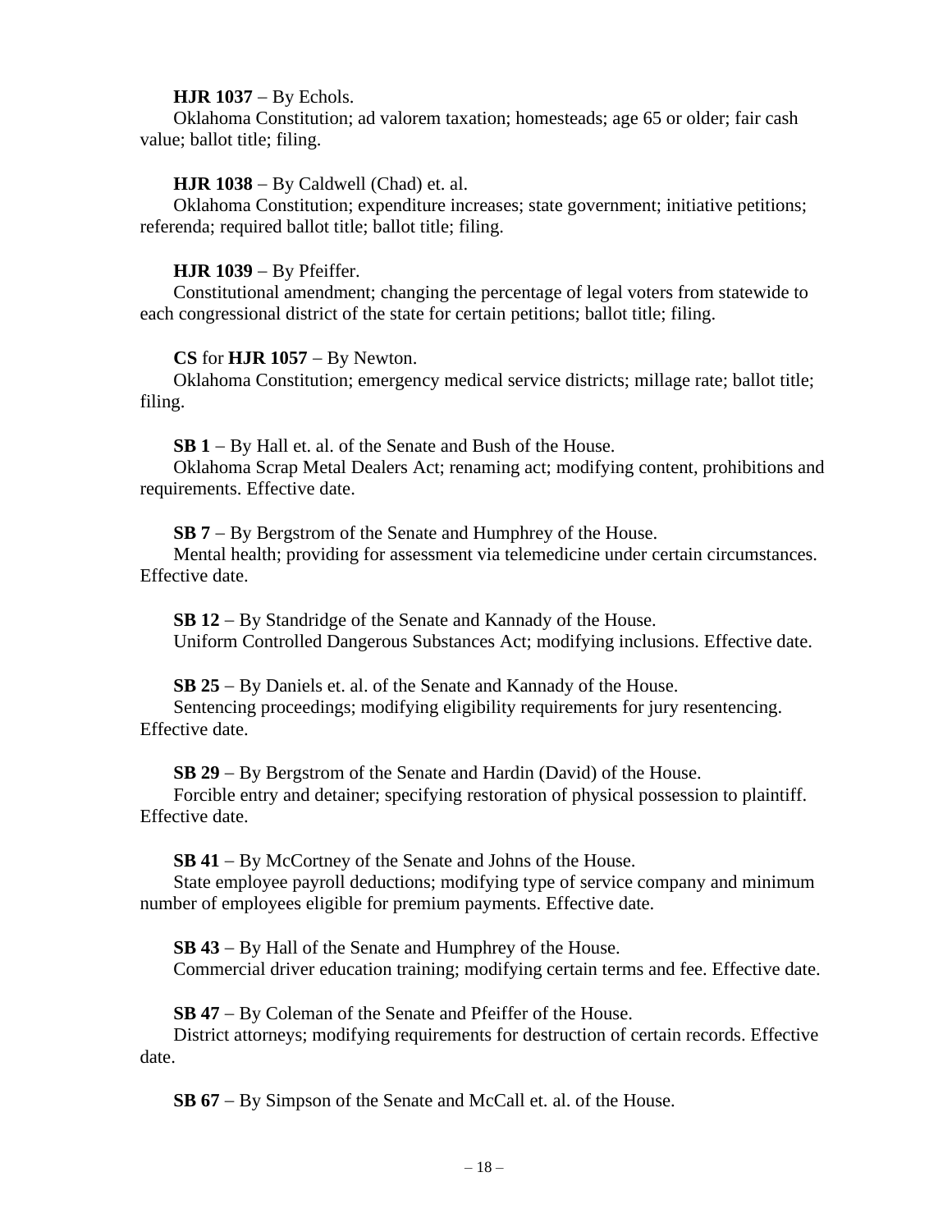**HJR 1037** − By Echols.
Oklahoma Constitution; ad valorem taxation; homesteads; age 65 or older; fair cash value; ballot title; filing.

**HJR 1038** − By Caldwell (Chad) et. al.
Oklahoma Constitution; expenditure increases; state government; initiative petitions; referenda; required ballot title; ballot title; filing.

**HJR 1039** − By Pfeiffer.
Constitutional amendment; changing the percentage of legal voters from statewide to each congressional district of the state for certain petitions; ballot title; filing.

**CS** for **HJR 1057** − By Newton.
Oklahoma Constitution; emergency medical service districts; millage rate; ballot title; filing.

**SB 1** − By Hall et. al. of the Senate and Bush of the House.
Oklahoma Scrap Metal Dealers Act; renaming act; modifying content, prohibitions and requirements. Effective date.

**SB 7** − By Bergstrom of the Senate and Humphrey of the House.
Mental health; providing for assessment via telemedicine under certain circumstances. Effective date.

**SB 12** − By Standridge of the Senate and Kannady of the House.
Uniform Controlled Dangerous Substances Act; modifying inclusions. Effective date.

**SB 25** − By Daniels et. al. of the Senate and Kannady of the House.
Sentencing proceedings; modifying eligibility requirements for jury resentencing. Effective date.

**SB 29** − By Bergstrom of the Senate and Hardin (David) of the House.
Forcible entry and detainer; specifying restoration of physical possession to plaintiff. Effective date.

**SB 41** − By McCortney of the Senate and Johns of the House.
State employee payroll deductions; modifying type of service company and minimum number of employees eligible for premium payments. Effective date.

**SB 43** − By Hall of the Senate and Humphrey of the House.
Commercial driver education training; modifying certain terms and fee. Effective date.

**SB 47** − By Coleman of the Senate and Pfeiffer of the House.
District attorneys; modifying requirements for destruction of certain records. Effective date.

**SB 67** − By Simpson of the Senate and McCall et. al. of the House.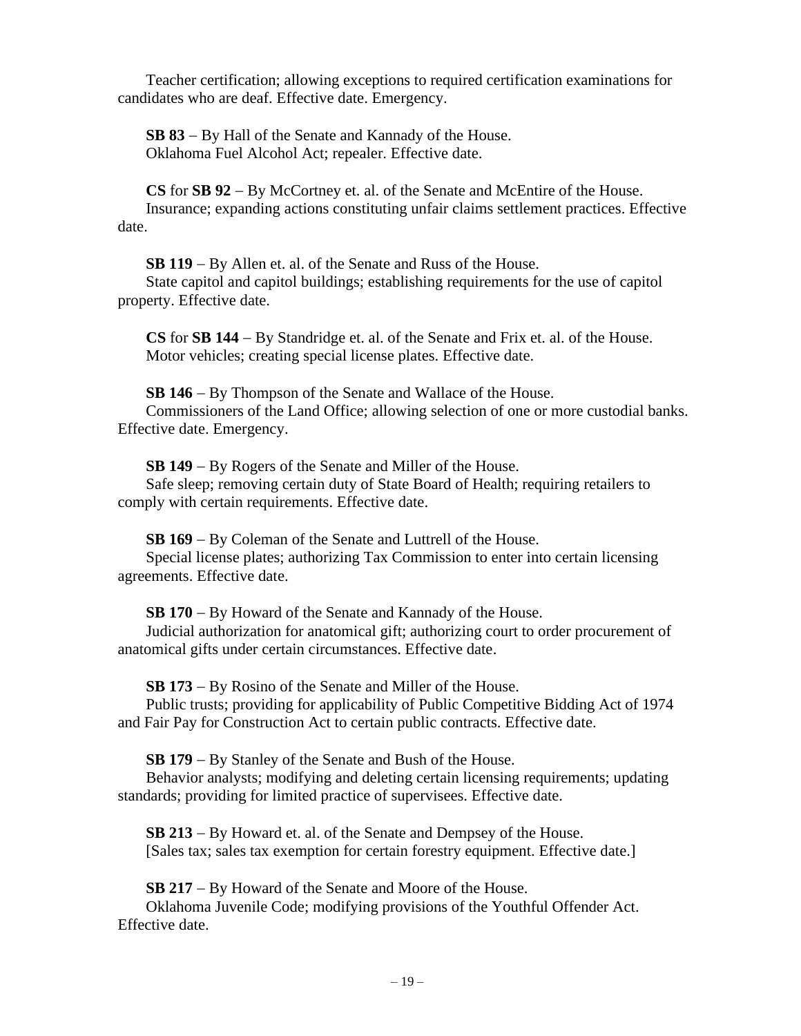Teacher certification; allowing exceptions to required certification examinations for candidates who are deaf. Effective date. Emergency.

**SB 83** – By Hall of the Senate and Kannady of the House.
Oklahoma Fuel Alcohol Act; repealer. Effective date.

**CS** for **SB 92** – By McCortney et. al. of the Senate and McEntire of the House.
Insurance; expanding actions constituting unfair claims settlement practices. Effective date.

**SB 119** – By Allen et. al. of the Senate and Russ of the House.
State capitol and capitol buildings; establishing requirements for the use of capitol property. Effective date.

**CS** for **SB 144** – By Standridge et. al. of the Senate and Frix et. al. of the House.
Motor vehicles; creating special license plates. Effective date.

**SB 146** – By Thompson of the Senate and Wallace of the House.
Commissioners of the Land Office; allowing selection of one or more custodial banks. Effective date. Emergency.

**SB 149** – By Rogers of the Senate and Miller of the House.
Safe sleep; removing certain duty of State Board of Health; requiring retailers to comply with certain requirements. Effective date.

**SB 169** – By Coleman of the Senate and Luttrell of the House.
Special license plates; authorizing Tax Commission to enter into certain licensing agreements. Effective date.

**SB 170** – By Howard of the Senate and Kannady of the House.
Judicial authorization for anatomical gift; authorizing court to order procurement of anatomical gifts under certain circumstances. Effective date.

**SB 173** – By Rosino of the Senate and Miller of the House.
Public trusts; providing for applicability of Public Competitive Bidding Act of 1974 and Fair Pay for Construction Act to certain public contracts. Effective date.

**SB 179** – By Stanley of the Senate and Bush of the House.
Behavior analysts; modifying and deleting certain licensing requirements; updating standards; providing for limited practice of supervisees. Effective date.

**SB 213** – By Howard et. al. of the Senate and Dempsey of the House.
[Sales tax; sales tax exemption for certain forestry equipment. Effective date.]

**SB 217** – By Howard of the Senate and Moore of the House.
Oklahoma Juvenile Code; modifying provisions of the Youthful Offender Act. Effective date.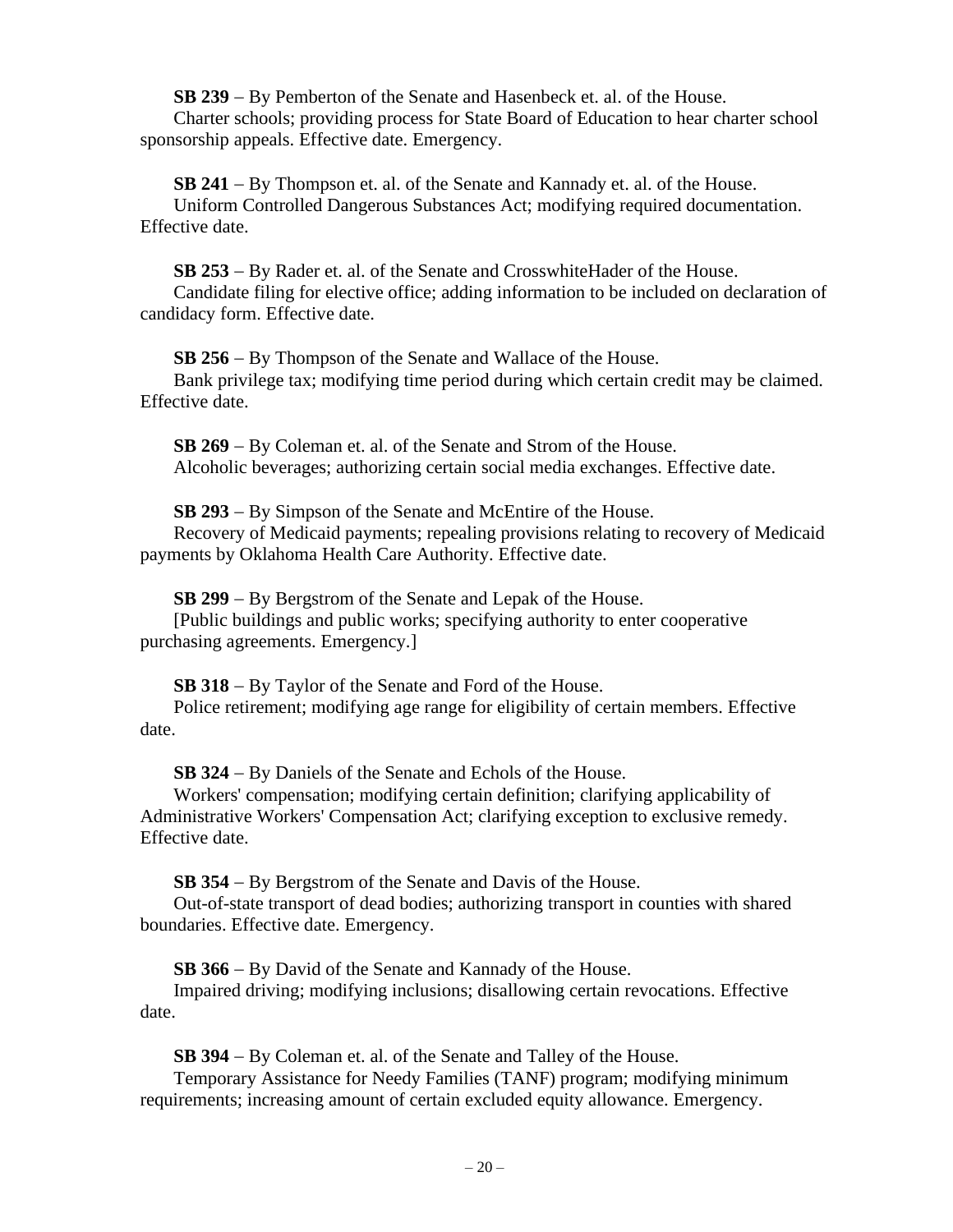**SB 239** – By Pemberton of the Senate and Hasenbeck et. al. of the House.
Charter schools; providing process for State Board of Education to hear charter school sponsorship appeals. Effective date. Emergency.

**SB 241** – By Thompson et. al. of the Senate and Kannady et. al. of the House.
Uniform Controlled Dangerous Substances Act; modifying required documentation. Effective date.

**SB 253** – By Rader et. al. of the Senate and CrosswhiteHader of the House.
Candidate filing for elective office; adding information to be included on declaration of candidacy form. Effective date.

**SB 256** – By Thompson of the Senate and Wallace of the House.
Bank privilege tax; modifying time period during which certain credit may be claimed. Effective date.

**SB 269** – By Coleman et. al. of the Senate and Strom of the House.
Alcoholic beverages; authorizing certain social media exchanges. Effective date.

**SB 293** – By Simpson of the Senate and McEntire of the House.
Recovery of Medicaid payments; repealing provisions relating to recovery of Medicaid payments by Oklahoma Health Care Authority. Effective date.

**SB 299** – By Bergstrom of the Senate and Lepak of the House.
[Public buildings and public works; specifying authority to enter cooperative purchasing agreements. Emergency.]

**SB 318** – By Taylor of the Senate and Ford of the House.
Police retirement; modifying age range for eligibility of certain members. Effective date.

**SB 324** – By Daniels of the Senate and Echols of the House.
Workers' compensation; modifying certain definition; clarifying applicability of Administrative Workers' Compensation Act; clarifying exception to exclusive remedy. Effective date.

**SB 354** – By Bergstrom of the Senate and Davis of the House.
Out-of-state transport of dead bodies; authorizing transport in counties with shared boundaries. Effective date. Emergency.

**SB 366** – By David of the Senate and Kannady of the House.
Impaired driving; modifying inclusions; disallowing certain revocations. Effective date.

**SB 394** – By Coleman et. al. of the Senate and Talley of the House.
Temporary Assistance for Needy Families (TANF) program; modifying minimum requirements; increasing amount of certain excluded equity allowance. Emergency.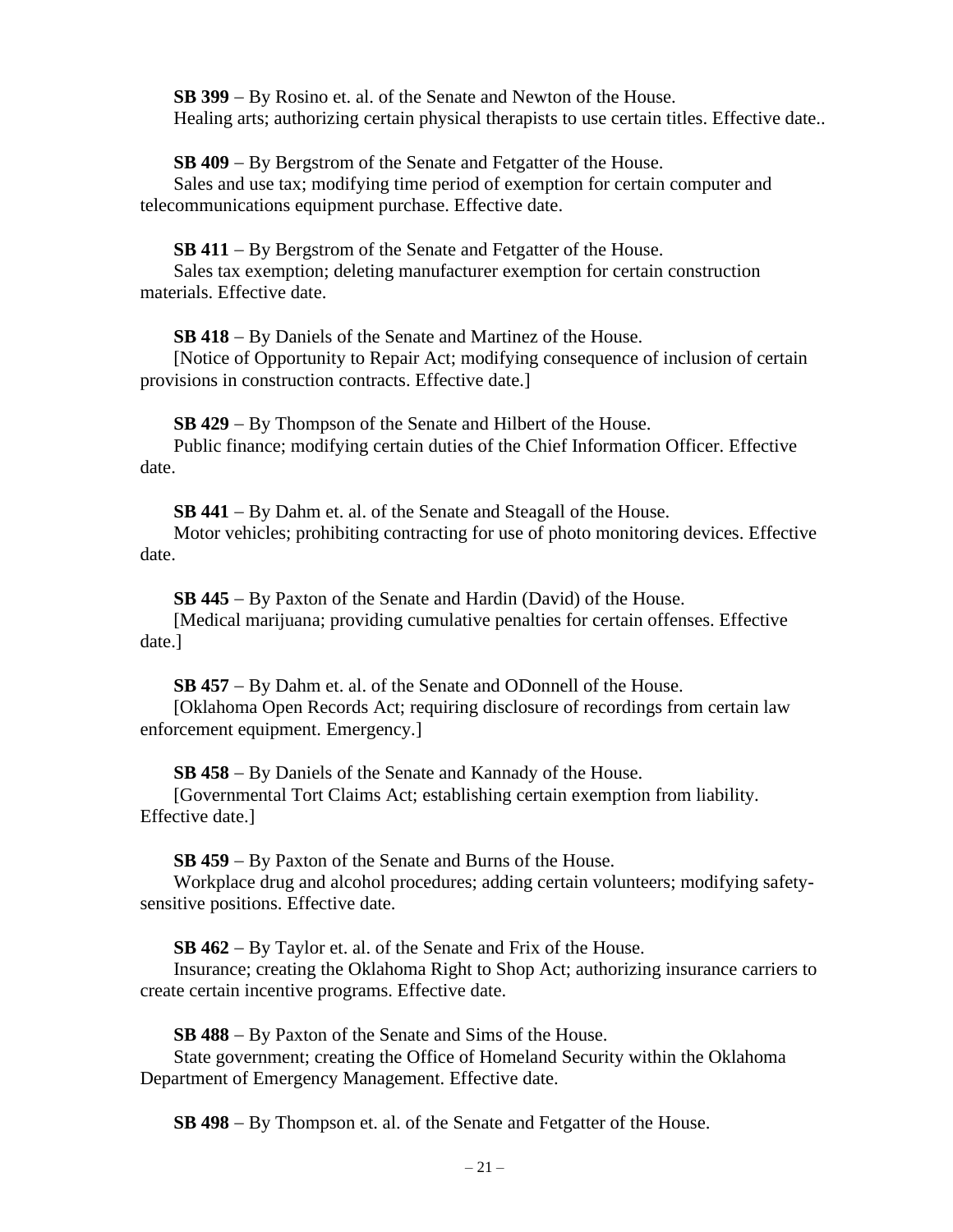**SB 399** – By Rosino et. al. of the Senate and Newton of the House.
Healing arts; authorizing certain physical therapists to use certain titles. Effective date..

**SB 409** – By Bergstrom of the Senate and Fetgatter of the House.
Sales and use tax; modifying time period of exemption for certain computer and telecommunications equipment purchase. Effective date.

**SB 411** – By Bergstrom of the Senate and Fetgatter of the House.
Sales tax exemption; deleting manufacturer exemption for certain construction materials. Effective date.

**SB 418** – By Daniels of the Senate and Martinez of the House.
[Notice of Opportunity to Repair Act; modifying consequence of inclusion of certain provisions in construction contracts. Effective date.]

**SB 429** – By Thompson of the Senate and Hilbert of the House.
Public finance; modifying certain duties of the Chief Information Officer. Effective date.

**SB 441** – By Dahm et. al. of the Senate and Steagall of the House.
Motor vehicles; prohibiting contracting for use of photo monitoring devices. Effective date.

**SB 445** – By Paxton of the Senate and Hardin (David) of the House.
[Medical marijuana; providing cumulative penalties for certain offenses. Effective date.]

**SB 457** – By Dahm et. al. of the Senate and ODonnell of the House.
[Oklahoma Open Records Act; requiring disclosure of recordings from certain law enforcement equipment. Emergency.]

**SB 458** – By Daniels of the Senate and Kannady of the House.
[Governmental Tort Claims Act; establishing certain exemption from liability. Effective date.]

**SB 459** – By Paxton of the Senate and Burns of the House.
Workplace drug and alcohol procedures; adding certain volunteers; modifying safety-sensitive positions. Effective date.

**SB 462** – By Taylor et. al. of the Senate and Frix of the House.
Insurance; creating the Oklahoma Right to Shop Act; authorizing insurance carriers to create certain incentive programs. Effective date.

**SB 488** – By Paxton of the Senate and Sims of the House.
State government; creating the Office of Homeland Security within the Oklahoma Department of Emergency Management. Effective date.

**SB 498** – By Thompson et. al. of the Senate and Fetgatter of the House.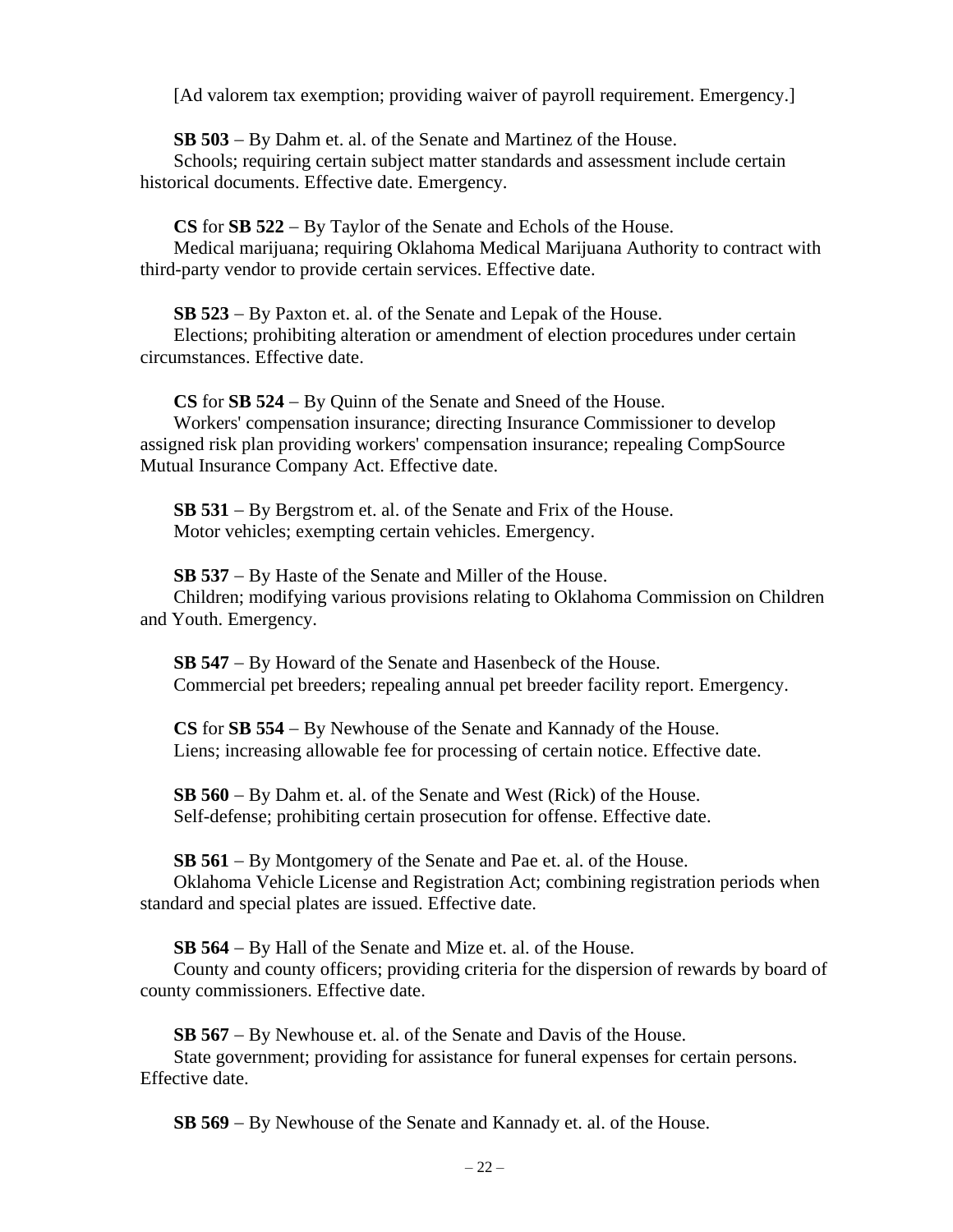[Ad valorem tax exemption; providing waiver of payroll requirement. Emergency.]

**SB 503** – By Dahm et. al. of the Senate and Martinez of the House.
Schools; requiring certain subject matter standards and assessment include certain historical documents. Effective date. Emergency.

**CS** for **SB 522** – By Taylor of the Senate and Echols of the House.
Medical marijuana; requiring Oklahoma Medical Marijuana Authority to contract with third-party vendor to provide certain services. Effective date.

**SB 523** – By Paxton et. al. of the Senate and Lepak of the House.
Elections; prohibiting alteration or amendment of election procedures under certain circumstances. Effective date.

**CS** for **SB 524** – By Quinn of the Senate and Sneed of the House.
Workers' compensation insurance; directing Insurance Commissioner to develop assigned risk plan providing workers' compensation insurance; repealing CompSource Mutual Insurance Company Act. Effective date.

**SB 531** – By Bergstrom et. al. of the Senate and Frix of the House.
Motor vehicles; exempting certain vehicles. Emergency.

**SB 537** – By Haste of the Senate and Miller of the House.
Children; modifying various provisions relating to Oklahoma Commission on Children and Youth. Emergency.

**SB 547** – By Howard of the Senate and Hasenbeck of the House.
Commercial pet breeders; repealing annual pet breeder facility report. Emergency.

**CS** for **SB 554** – By Newhouse of the Senate and Kannady of the House.
Liens; increasing allowable fee for processing of certain notice. Effective date.

**SB 560** – By Dahm et. al. of the Senate and West (Rick) of the House.
Self-defense; prohibiting certain prosecution for offense. Effective date.

**SB 561** – By Montgomery of the Senate and Pae et. al. of the House.
Oklahoma Vehicle License and Registration Act; combining registration periods when standard and special plates are issued. Effective date.

**SB 564** – By Hall of the Senate and Mize et. al. of the House.
County and county officers; providing criteria for the dispersion of rewards by board of county commissioners. Effective date.

**SB 567** – By Newhouse et. al. of the Senate and Davis of the House.
State government; providing for assistance for funeral expenses for certain persons. Effective date.

**SB 569** – By Newhouse of the Senate and Kannady et. al. of the House.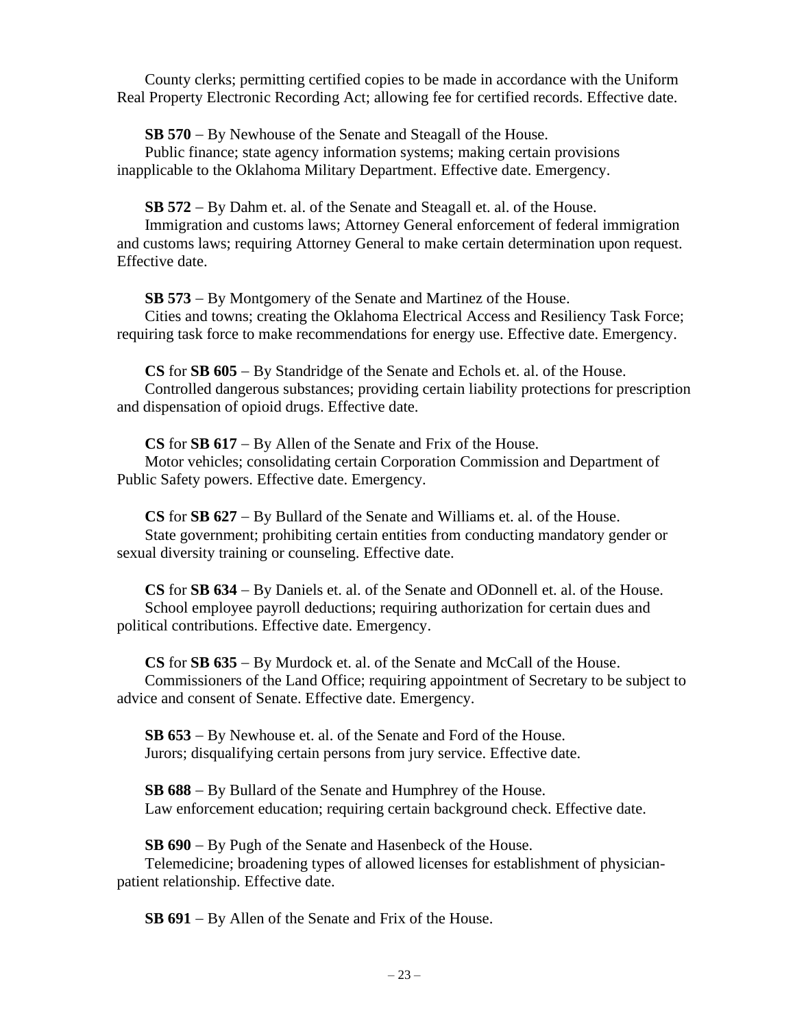County clerks; permitting certified copies to be made in accordance with the Uniform Real Property Electronic Recording Act; allowing fee for certified records. Effective date.

**SB 570** – By Newhouse of the Senate and Steagall of the House.
Public finance; state agency information systems; making certain provisions inapplicable to the Oklahoma Military Department. Effective date. Emergency.

**SB 572** – By Dahm et. al. of the Senate and Steagall et. al. of the House.
Immigration and customs laws; Attorney General enforcement of federal immigration and customs laws; requiring Attorney General to make certain determination upon request. Effective date.

**SB 573** – By Montgomery of the Senate and Martinez of the House.
Cities and towns; creating the Oklahoma Electrical Access and Resiliency Task Force; requiring task force to make recommendations for energy use. Effective date. Emergency.

**CS** for **SB 605** – By Standridge of the Senate and Echols et. al. of the House.
Controlled dangerous substances; providing certain liability protections for prescription and dispensation of opioid drugs. Effective date.

**CS** for **SB 617** – By Allen of the Senate and Frix of the House.
Motor vehicles; consolidating certain Corporation Commission and Department of Public Safety powers. Effective date. Emergency.

**CS** for **SB 627** – By Bullard of the Senate and Williams et. al. of the House.
State government; prohibiting certain entities from conducting mandatory gender or sexual diversity training or counseling. Effective date.

**CS** for **SB 634** – By Daniels et. al. of the Senate and ODonnell et. al. of the House.
School employee payroll deductions; requiring authorization for certain dues and political contributions. Effective date. Emergency.

**CS** for **SB 635** – By Murdock et. al. of the Senate and McCall of the House.
Commissioners of the Land Office; requiring appointment of Secretary to be subject to advice and consent of Senate. Effective date. Emergency.

**SB 653** – By Newhouse et. al. of the Senate and Ford of the House.
Jurors; disqualifying certain persons from jury service. Effective date.

**SB 688** – By Bullard of the Senate and Humphrey of the House.
Law enforcement education; requiring certain background check. Effective date.

**SB 690** – By Pugh of the Senate and Hasenbeck of the House.
Telemedicine; broadening types of allowed licenses for establishment of physician-patient relationship. Effective date.

**SB 691** – By Allen of the Senate and Frix of the House.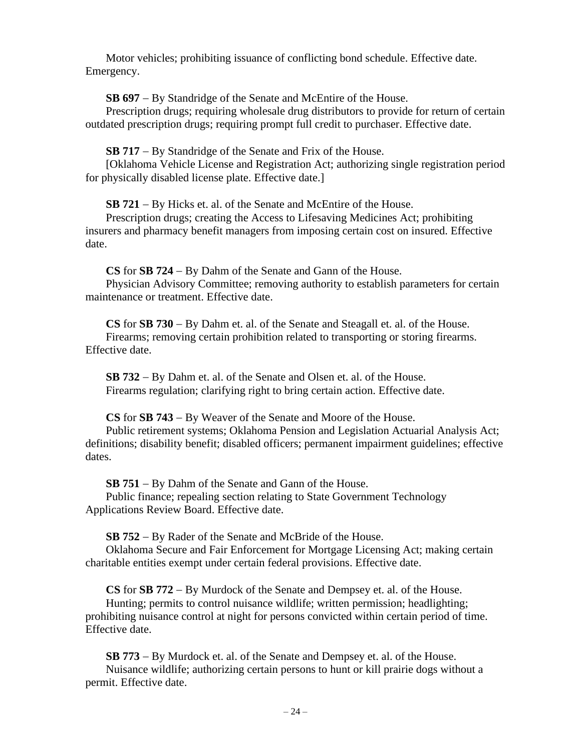Motor vehicles; prohibiting issuance of conflicting bond schedule. Effective date. Emergency.

**SB 697** – By Standridge of the Senate and McEntire of the House.
Prescription drugs; requiring wholesale drug distributors to provide for return of certain outdated prescription drugs; requiring prompt full credit to purchaser. Effective date.

**SB 717** – By Standridge of the Senate and Frix of the House.
[Oklahoma Vehicle License and Registration Act; authorizing single registration period for physically disabled license plate. Effective date.]

**SB 721** – By Hicks et. al. of the Senate and McEntire of the House.
Prescription drugs; creating the Access to Lifesaving Medicines Act; prohibiting insurers and pharmacy benefit managers from imposing certain cost on insured. Effective date.

**CS** for **SB 724** – By Dahm of the Senate and Gann of the House.
Physician Advisory Committee; removing authority to establish parameters for certain maintenance or treatment. Effective date.

**CS** for **SB 730** – By Dahm et. al. of the Senate and Steagall et. al. of the House.
Firearms; removing certain prohibition related to transporting or storing firearms. Effective date.

**SB 732** – By Dahm et. al. of the Senate and Olsen et. al. of the House.
Firearms regulation; clarifying right to bring certain action. Effective date.

**CS** for **SB 743** – By Weaver of the Senate and Moore of the House.
Public retirement systems; Oklahoma Pension and Legislation Actuarial Analysis Act; definitions; disability benefit; disabled officers; permanent impairment guidelines; effective dates.

**SB 751** – By Dahm of the Senate and Gann of the House.
Public finance; repealing section relating to State Government Technology Applications Review Board. Effective date.

**SB 752** – By Rader of the Senate and McBride of the House.
Oklahoma Secure and Fair Enforcement for Mortgage Licensing Act; making certain charitable entities exempt under certain federal provisions. Effective date.

**CS** for **SB 772** – By Murdock of the Senate and Dempsey et. al. of the House.
Hunting; permits to control nuisance wildlife; written permission; headlighting; prohibiting nuisance control at night for persons convicted within certain period of time. Effective date.

**SB 773** – By Murdock et. al. of the Senate and Dempsey et. al. of the House.
Nuisance wildlife; authorizing certain persons to hunt or kill prairie dogs without a permit. Effective date.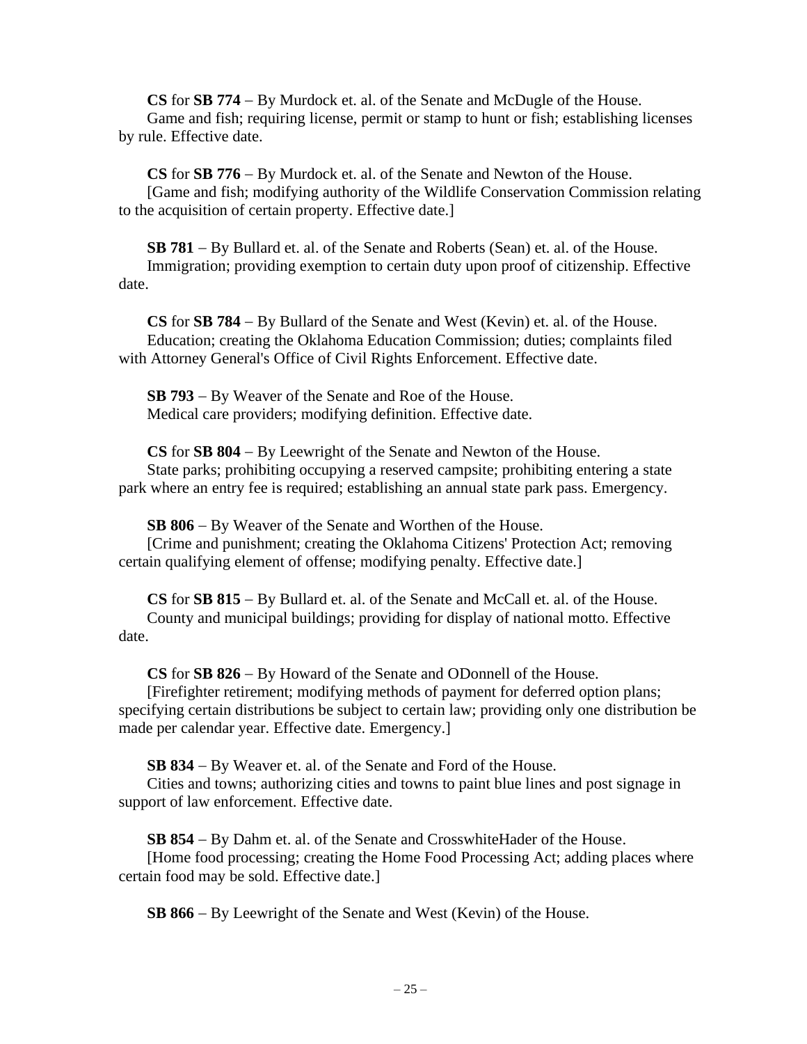**CS** for **SB 774** – By Murdock et. al. of the Senate and McDugle of the House.
Game and fish; requiring license, permit or stamp to hunt or fish; establishing licenses by rule. Effective date.

**CS** for **SB 776** – By Murdock et. al. of the Senate and Newton of the House.
[Game and fish; modifying authority of the Wildlife Conservation Commission relating to the acquisition of certain property. Effective date.]

**SB 781** – By Bullard et. al. of the Senate and Roberts (Sean) et. al. of the House.
Immigration; providing exemption to certain duty upon proof of citizenship. Effective date.

**CS** for **SB 784** – By Bullard of the Senate and West (Kevin) et. al. of the House.
Education; creating the Oklahoma Education Commission; duties; complaints filed with Attorney General's Office of Civil Rights Enforcement. Effective date.

**SB 793** – By Weaver of the Senate and Roe of the House.
Medical care providers; modifying definition. Effective date.

**CS** for **SB 804** – By Leewright of the Senate and Newton of the House.
State parks; prohibiting occupying a reserved campsite; prohibiting entering a state park where an entry fee is required; establishing an annual state park pass. Emergency.

**SB 806** – By Weaver of the Senate and Worthen of the House.
[Crime and punishment; creating the Oklahoma Citizens' Protection Act; removing certain qualifying element of offense; modifying penalty. Effective date.]

**CS** for **SB 815** – By Bullard et. al. of the Senate and McCall et. al. of the House.
County and municipal buildings; providing for display of national motto. Effective date.

**CS** for **SB 826** – By Howard of the Senate and ODonnell of the House.
[Firefighter retirement; modifying methods of payment for deferred option plans; specifying certain distributions be subject to certain law; providing only one distribution be made per calendar year. Effective date. Emergency.]

**SB 834** – By Weaver et. al. of the Senate and Ford of the House.
Cities and towns; authorizing cities and towns to paint blue lines and post signage in support of law enforcement. Effective date.

**SB 854** – By Dahm et. al. of the Senate and CrosswhiteHader of the House.
[Home food processing; creating the Home Food Processing Act; adding places where certain food may be sold. Effective date.]

**SB 866** – By Leewright of the Senate and West (Kevin) of the House.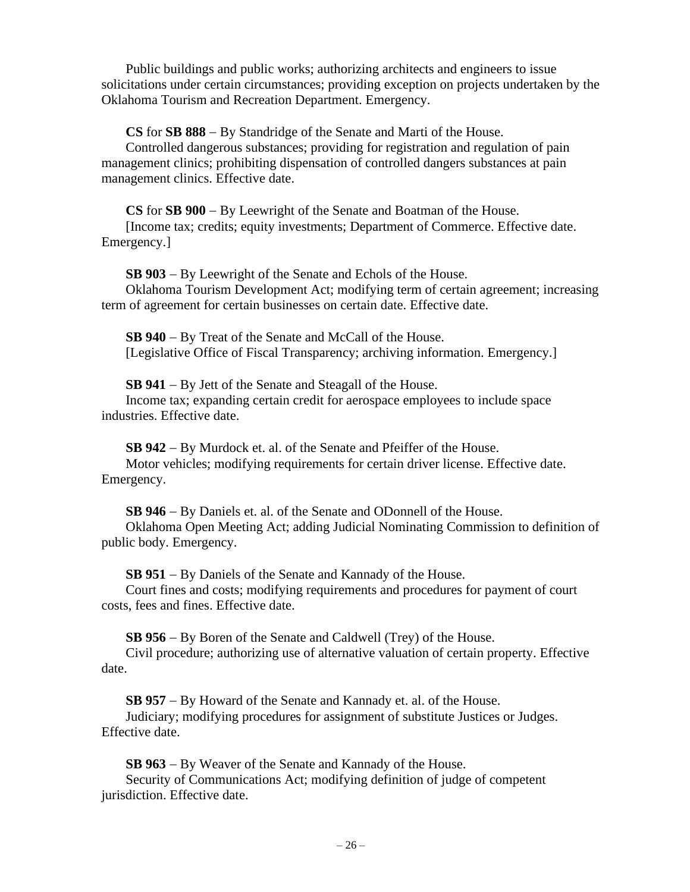Public buildings and public works; authorizing architects and engineers to issue solicitations under certain circumstances; providing exception on projects undertaken by the Oklahoma Tourism and Recreation Department. Emergency.

**CS** for **SB 888** – By Standridge of the Senate and Marti of the House.
Controlled dangerous substances; providing for registration and regulation of pain management clinics; prohibiting dispensation of controlled dangers substances at pain management clinics. Effective date.

**CS** for **SB 900** – By Leewright of the Senate and Boatman of the House.
[Income tax; credits; equity investments; Department of Commerce. Effective date. Emergency.]

**SB 903** – By Leewright of the Senate and Echols of the House.
Oklahoma Tourism Development Act; modifying term of certain agreement; increasing term of agreement for certain businesses on certain date. Effective date.

**SB 940** – By Treat of the Senate and McCall of the House.
[Legislative Office of Fiscal Transparency; archiving information. Emergency.]

**SB 941** – By Jett of the Senate and Steagall of the House.
Income tax; expanding certain credit for aerospace employees to include space industries. Effective date.

**SB 942** – By Murdock et. al. of the Senate and Pfeiffer of the House.
Motor vehicles; modifying requirements for certain driver license. Effective date. Emergency.

**SB 946** – By Daniels et. al. of the Senate and ODonnell of the House.
Oklahoma Open Meeting Act; adding Judicial Nominating Commission to definition of public body. Emergency.

**SB 951** – By Daniels of the Senate and Kannady of the House.
Court fines and costs; modifying requirements and procedures for payment of court costs, fees and fines. Effective date.

**SB 956** – By Boren of the Senate and Caldwell (Trey) of the House.
Civil procedure; authorizing use of alternative valuation of certain property. Effective date.

**SB 957** – By Howard of the Senate and Kannady et. al. of the House.
Judiciary; modifying procedures for assignment of substitute Justices or Judges. Effective date.

**SB 963** – By Weaver of the Senate and Kannady of the House.
Security of Communications Act; modifying definition of judge of competent jurisdiction. Effective date.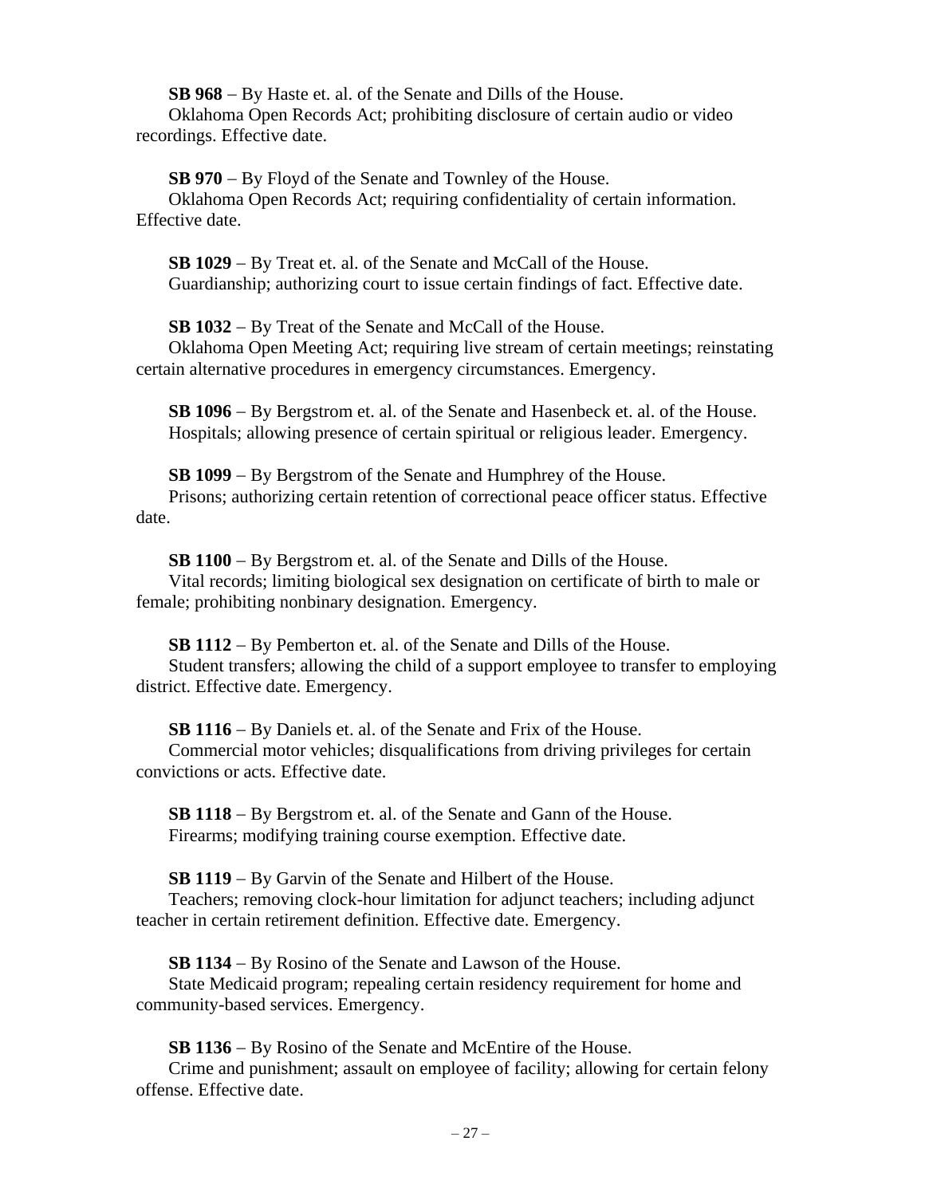**SB 968** – By Haste et. al. of the Senate and Dills of the House.
Oklahoma Open Records Act; prohibiting disclosure of certain audio or video recordings. Effective date.

**SB 970** – By Floyd of the Senate and Townley of the House.
Oklahoma Open Records Act; requiring confidentiality of certain information. Effective date.

**SB 1029** – By Treat et. al. of the Senate and McCall of the House.
Guardianship; authorizing court to issue certain findings of fact. Effective date.

**SB 1032** – By Treat of the Senate and McCall of the House.
Oklahoma Open Meeting Act; requiring live stream of certain meetings; reinstating certain alternative procedures in emergency circumstances. Emergency.

**SB 1096** – By Bergstrom et. al. of the Senate and Hasenbeck et. al. of the House.
Hospitals; allowing presence of certain spiritual or religious leader. Emergency.

**SB 1099** – By Bergstrom of the Senate and Humphrey of the House.
Prisons; authorizing certain retention of correctional peace officer status. Effective date.

**SB 1100** – By Bergstrom et. al. of the Senate and Dills of the House.
Vital records; limiting biological sex designation on certificate of birth to male or female; prohibiting nonbinary designation. Emergency.

**SB 1112** – By Pemberton et. al. of the Senate and Dills of the House.
Student transfers; allowing the child of a support employee to transfer to employing district. Effective date. Emergency.

**SB 1116** – By Daniels et. al. of the Senate and Frix of the House.
Commercial motor vehicles; disqualifications from driving privileges for certain convictions or acts. Effective date.

**SB 1118** – By Bergstrom et. al. of the Senate and Gann of the House.
Firearms; modifying training course exemption. Effective date.

**SB 1119** – By Garvin of the Senate and Hilbert of the House.
Teachers; removing clock-hour limitation for adjunct teachers; including adjunct teacher in certain retirement definition. Effective date. Emergency.

**SB 1134** – By Rosino of the Senate and Lawson of the House.
State Medicaid program; repealing certain residency requirement for home and community-based services. Emergency.

**SB 1136** – By Rosino of the Senate and McEntire of the House.
Crime and punishment; assault on employee of facility; allowing for certain felony offense. Effective date.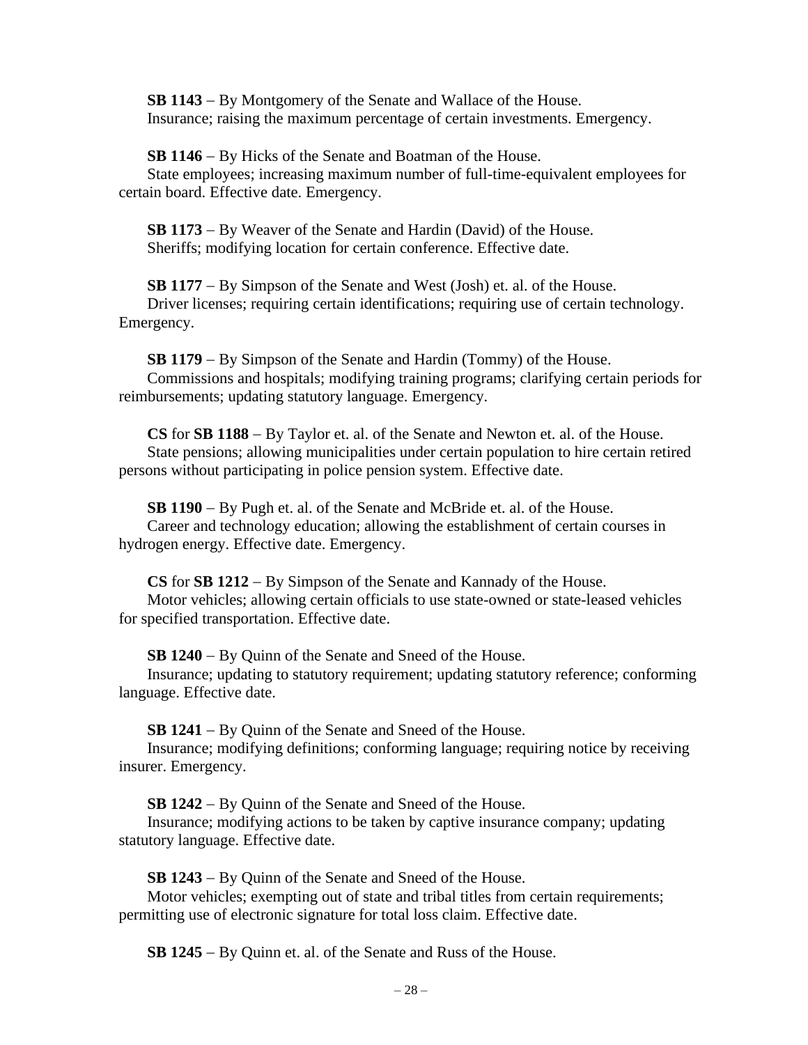**SB 1143** – By Montgomery of the Senate and Wallace of the House.
Insurance; raising the maximum percentage of certain investments. Emergency.

**SB 1146** – By Hicks of the Senate and Boatman of the House.
State employees; increasing maximum number of full-time-equivalent employees for certain board. Effective date. Emergency.

**SB 1173** – By Weaver of the Senate and Hardin (David) of the House.
Sheriffs; modifying location for certain conference. Effective date.

**SB 1177** – By Simpson of the Senate and West (Josh) et. al. of the House.
Driver licenses; requiring certain identifications; requiring use of certain technology. Emergency.

**SB 1179** – By Simpson of the Senate and Hardin (Tommy) of the House.
Commissions and hospitals; modifying training programs; clarifying certain periods for reimbursements; updating statutory language. Emergency.

**CS** for **SB 1188** – By Taylor et. al. of the Senate and Newton et. al. of the House.
State pensions; allowing municipalities under certain population to hire certain retired persons without participating in police pension system. Effective date.

**SB 1190** – By Pugh et. al. of the Senate and McBride et. al. of the House.
Career and technology education; allowing the establishment of certain courses in hydrogen energy. Effective date. Emergency.

**CS** for **SB 1212** – By Simpson of the Senate and Kannady of the House.
Motor vehicles; allowing certain officials to use state-owned or state-leased vehicles for specified transportation. Effective date.

**SB 1240** – By Quinn of the Senate and Sneed of the House.
Insurance; updating to statutory requirement; updating statutory reference; conforming language. Effective date.

**SB 1241** – By Quinn of the Senate and Sneed of the House.
Insurance; modifying definitions; conforming language; requiring notice by receiving insurer. Emergency.

**SB 1242** – By Quinn of the Senate and Sneed of the House.
Insurance; modifying actions to be taken by captive insurance company; updating statutory language. Effective date.

**SB 1243** – By Quinn of the Senate and Sneed of the House.
Motor vehicles; exempting out of state and tribal titles from certain requirements; permitting use of electronic signature for total loss claim. Effective date.

**SB 1245** – By Quinn et. al. of the Senate and Russ of the House.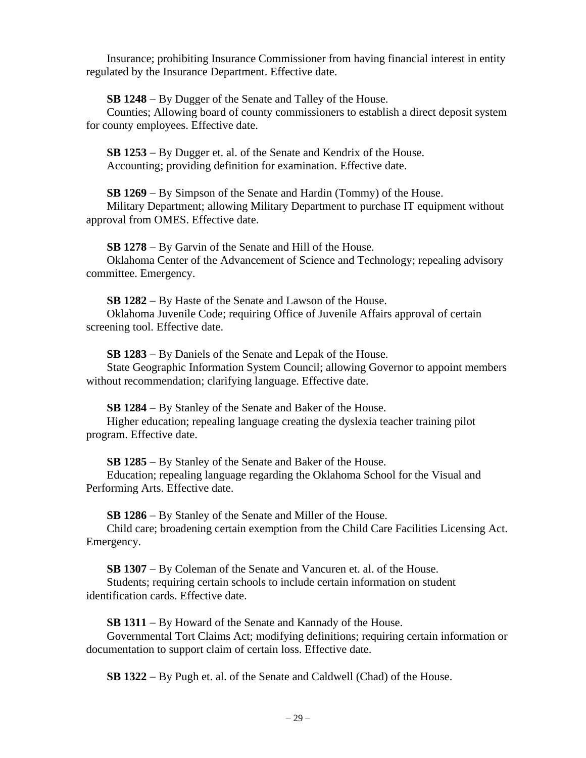Insurance; prohibiting Insurance Commissioner from having financial interest in entity regulated by the Insurance Department. Effective date.

**SB 1248** – By Dugger of the Senate and Talley of the House.
Counties; Allowing board of county commissioners to establish a direct deposit system for county employees. Effective date.

**SB 1253** – By Dugger et. al. of the Senate and Kendrix of the House.
Accounting; providing definition for examination. Effective date.

**SB 1269** – By Simpson of the Senate and Hardin (Tommy) of the House.
Military Department; allowing Military Department to purchase IT equipment without approval from OMES. Effective date.

**SB 1278** – By Garvin of the Senate and Hill of the House.
Oklahoma Center of the Advancement of Science and Technology; repealing advisory committee. Emergency.

**SB 1282** – By Haste of the Senate and Lawson of the House.
Oklahoma Juvenile Code; requiring Office of Juvenile Affairs approval of certain screening tool. Effective date.

**SB 1283** – By Daniels of the Senate and Lepak of the House.
State Geographic Information System Council; allowing Governor to appoint members without recommendation; clarifying language. Effective date.

**SB 1284** – By Stanley of the Senate and Baker of the House.
Higher education; repealing language creating the dyslexia teacher training pilot program. Effective date.

**SB 1285** – By Stanley of the Senate and Baker of the House.
Education; repealing language regarding the Oklahoma School for the Visual and Performing Arts. Effective date.

**SB 1286** – By Stanley of the Senate and Miller of the House.
Child care; broadening certain exemption from the Child Care Facilities Licensing Act. Emergency.

**SB 1307** – By Coleman of the Senate and Vancuren et. al. of the House.
Students; requiring certain schools to include certain information on student identification cards. Effective date.

**SB 1311** – By Howard of the Senate and Kannady of the House.
Governmental Tort Claims Act; modifying definitions; requiring certain information or documentation to support claim of certain loss. Effective date.

**SB 1322** – By Pugh et. al. of the Senate and Caldwell (Chad) of the House.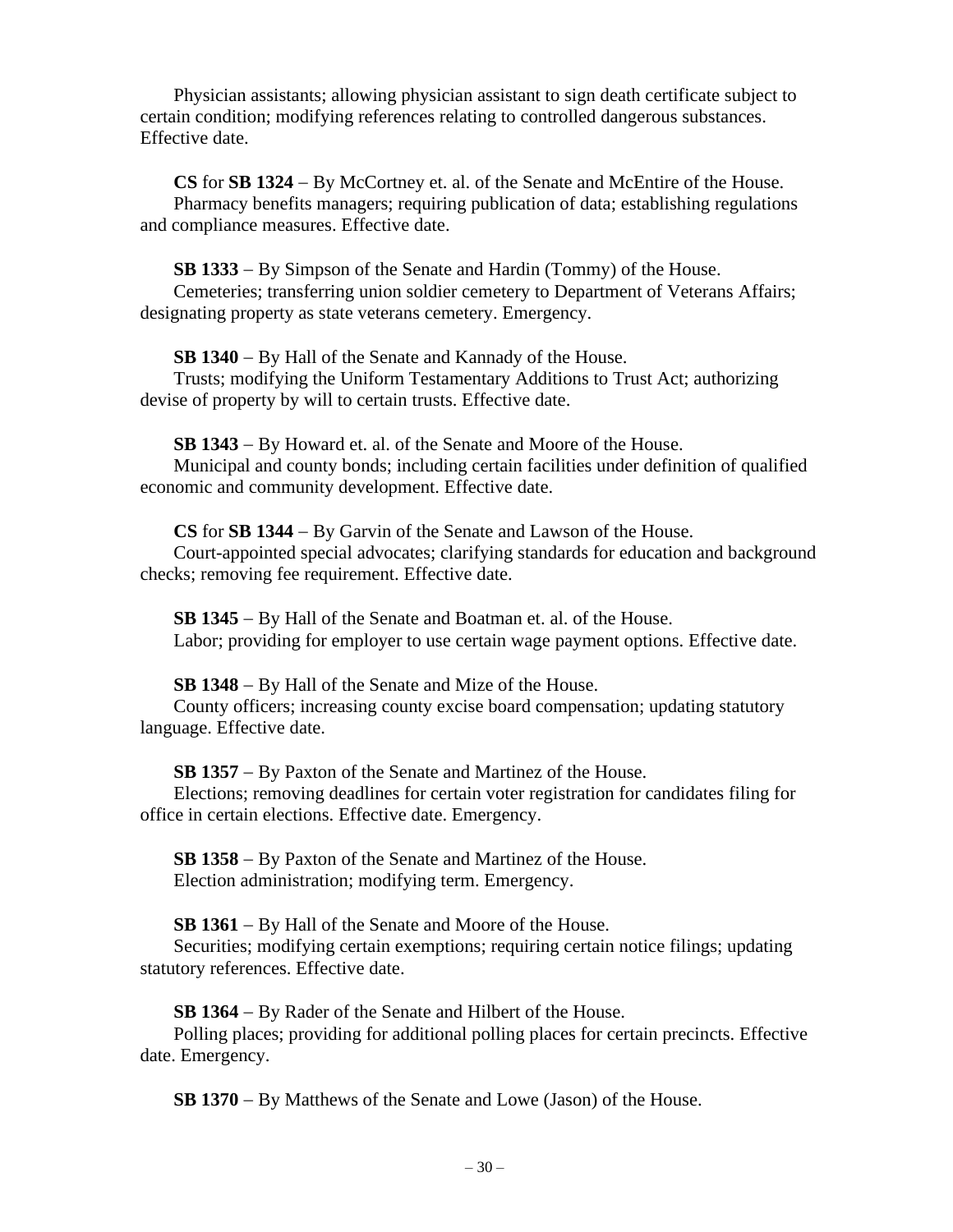Physician assistants; allowing physician assistant to sign death certificate subject to certain condition; modifying references relating to controlled dangerous substances. Effective date.

**CS** for **SB 1324** – By McCortney et. al. of the Senate and McEntire of the House.
Pharmacy benefits managers; requiring publication of data; establishing regulations and compliance measures. Effective date.

**SB 1333** – By Simpson of the Senate and Hardin (Tommy) of the House.
Cemeteries; transferring union soldier cemetery to Department of Veterans Affairs; designating property as state veterans cemetery. Emergency.

**SB 1340** – By Hall of the Senate and Kannady of the House.
Trusts; modifying the Uniform Testamentary Additions to Trust Act; authorizing devise of property by will to certain trusts. Effective date.

**SB 1343** – By Howard et. al. of the Senate and Moore of the House.
Municipal and county bonds; including certain facilities under definition of qualified economic and community development. Effective date.

**CS** for **SB 1344** – By Garvin of the Senate and Lawson of the House.
Court-appointed special advocates; clarifying standards for education and background checks; removing fee requirement. Effective date.

**SB 1345** – By Hall of the Senate and Boatman et. al. of the House.
Labor; providing for employer to use certain wage payment options. Effective date.

**SB 1348** – By Hall of the Senate and Mize of the House.
County officers; increasing county excise board compensation; updating statutory language. Effective date.

**SB 1357** – By Paxton of the Senate and Martinez of the House.
Elections; removing deadlines for certain voter registration for candidates filing for office in certain elections. Effective date. Emergency.

**SB 1358** – By Paxton of the Senate and Martinez of the House.
Election administration; modifying term. Emergency.

**SB 1361** – By Hall of the Senate and Moore of the House.
Securities; modifying certain exemptions; requiring certain notice filings; updating statutory references. Effective date.

**SB 1364** – By Rader of the Senate and Hilbert of the House.
Polling places; providing for additional polling places for certain precincts. Effective date. Emergency.

**SB 1370** – By Matthews of the Senate and Lowe (Jason) of the House.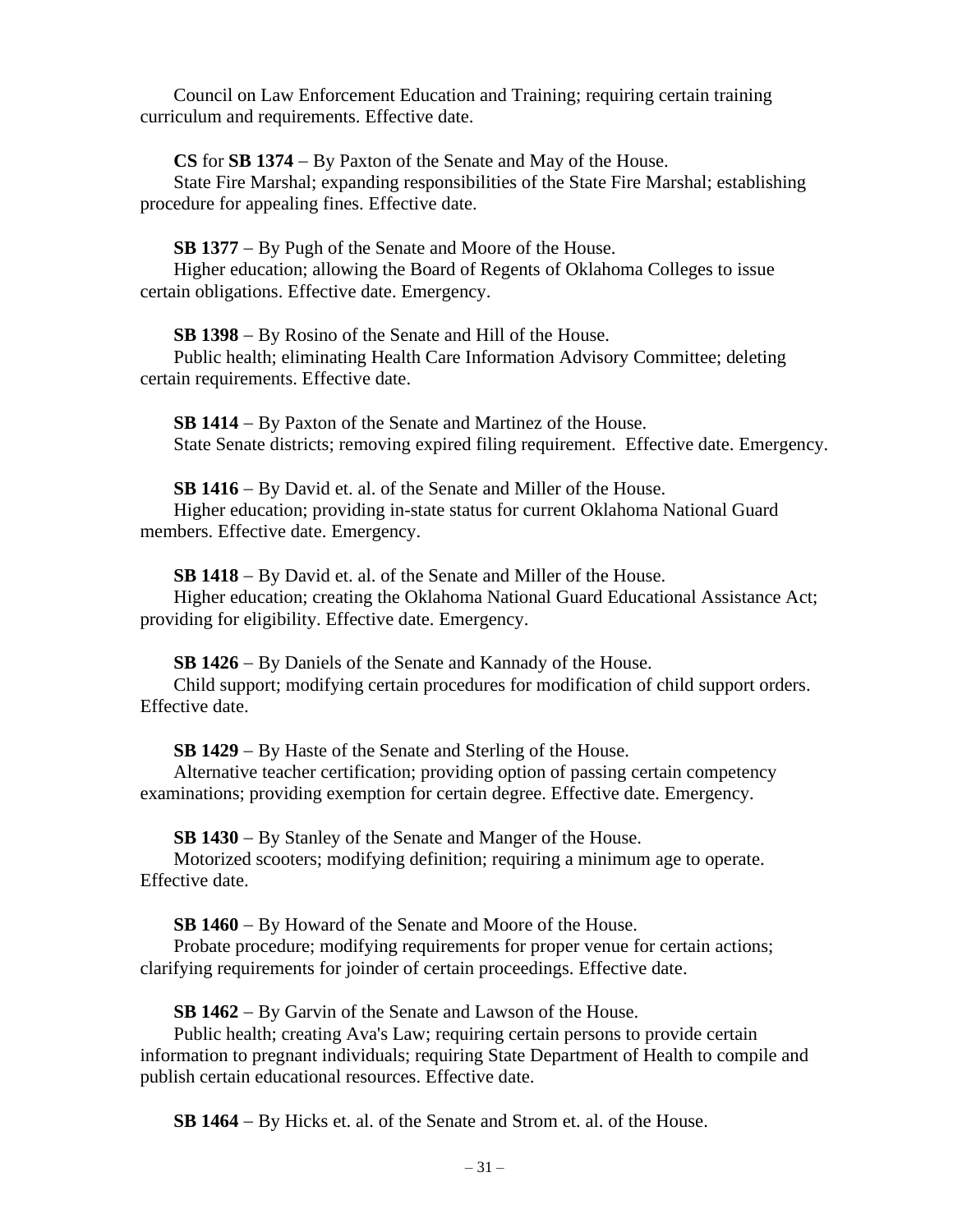Council on Law Enforcement Education and Training; requiring certain training curriculum and requirements. Effective date.

**CS** for **SB 1374** – By Paxton of the Senate and May of the House.
State Fire Marshal; expanding responsibilities of the State Fire Marshal; establishing procedure for appealing fines. Effective date.

**SB 1377** – By Pugh of the Senate and Moore of the House.
Higher education; allowing the Board of Regents of Oklahoma Colleges to issue certain obligations. Effective date. Emergency.

**SB 1398** – By Rosino of the Senate and Hill of the House.
Public health; eliminating Health Care Information Advisory Committee; deleting certain requirements. Effective date.

**SB 1414** – By Paxton of the Senate and Martinez of the House.
State Senate districts; removing expired filing requirement. Effective date. Emergency.

**SB 1416** – By David et. al. of the Senate and Miller of the House.
Higher education; providing in-state status for current Oklahoma National Guard members. Effective date. Emergency.

**SB 1418** – By David et. al. of the Senate and Miller of the House.
Higher education; creating the Oklahoma National Guard Educational Assistance Act; providing for eligibility. Effective date. Emergency.

**SB 1426** – By Daniels of the Senate and Kannady of the House.
Child support; modifying certain procedures for modification of child support orders. Effective date.

**SB 1429** – By Haste of the Senate and Sterling of the House.
Alternative teacher certification; providing option of passing certain competency examinations; providing exemption for certain degree. Effective date. Emergency.

**SB 1430** – By Stanley of the Senate and Manger of the House.
Motorized scooters; modifying definition; requiring a minimum age to operate. Effective date.

**SB 1460** – By Howard of the Senate and Moore of the House.
Probate procedure; modifying requirements for proper venue for certain actions; clarifying requirements for joinder of certain proceedings. Effective date.

**SB 1462** – By Garvin of the Senate and Lawson of the House.
Public health; creating Ava's Law; requiring certain persons to provide certain information to pregnant individuals; requiring State Department of Health to compile and publish certain educational resources. Effective date.

**SB 1464** – By Hicks et. al. of the Senate and Strom et. al. of the House.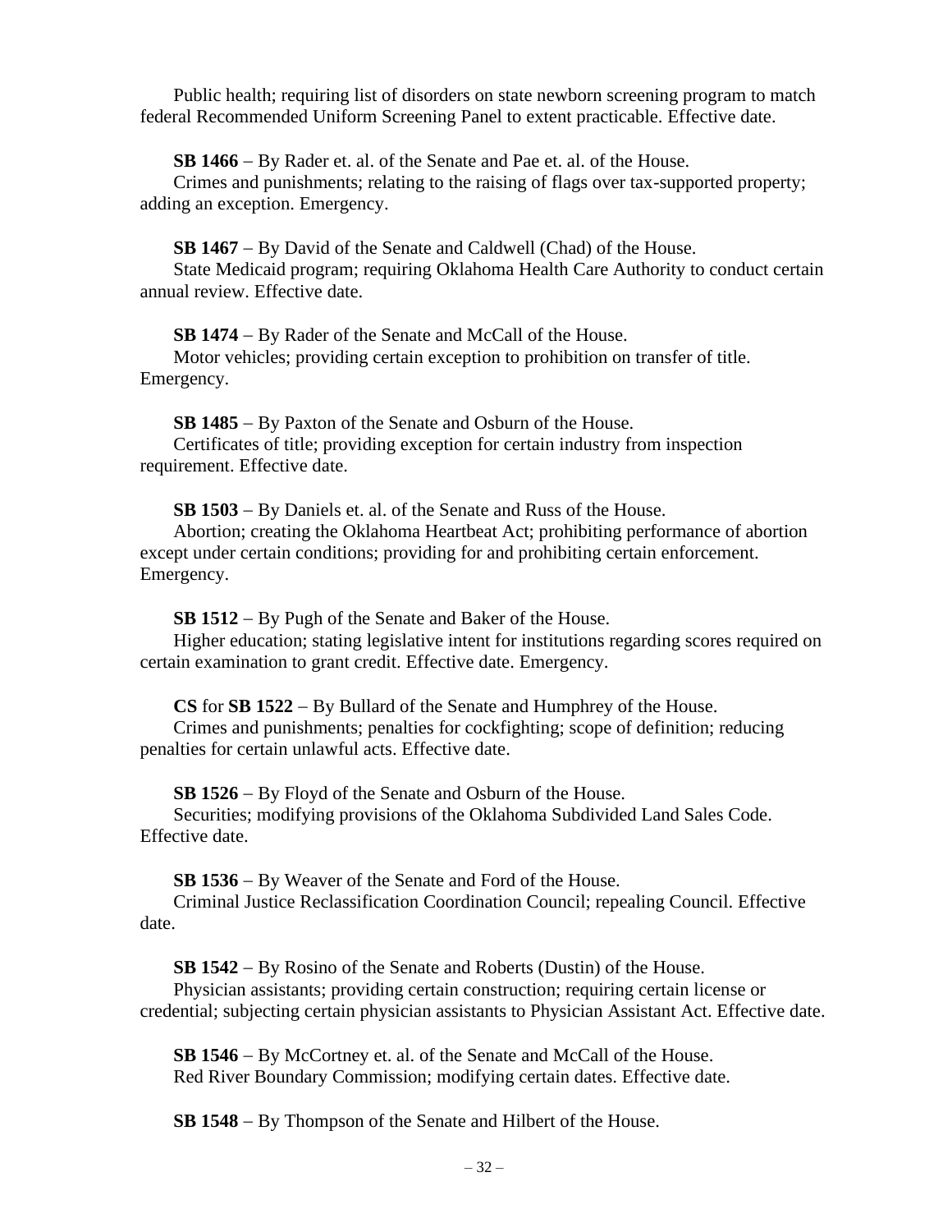Public health; requiring list of disorders on state newborn screening program to match federal Recommended Uniform Screening Panel to extent practicable. Effective date.

**SB 1466** – By Rader et. al. of the Senate and Pae et. al. of the House.
Crimes and punishments; relating to the raising of flags over tax-supported property; adding an exception. Emergency.

**SB 1467** – By David of the Senate and Caldwell (Chad) of the House.
State Medicaid program; requiring Oklahoma Health Care Authority to conduct certain annual review. Effective date.

**SB 1474** – By Rader of the Senate and McCall of the House.
Motor vehicles; providing certain exception to prohibition on transfer of title. Emergency.

**SB 1485** – By Paxton of the Senate and Osburn of the House.
Certificates of title; providing exception for certain industry from inspection requirement. Effective date.

**SB 1503** – By Daniels et. al. of the Senate and Russ of the House.
Abortion; creating the Oklahoma Heartbeat Act; prohibiting performance of abortion except under certain conditions; providing for and prohibiting certain enforcement. Emergency.

**SB 1512** – By Pugh of the Senate and Baker of the House.
Higher education; stating legislative intent for institutions regarding scores required on certain examination to grant credit. Effective date. Emergency.

**CS** for **SB 1522** – By Bullard of the Senate and Humphrey of the House.
Crimes and punishments; penalties for cockfighting; scope of definition; reducing penalties for certain unlawful acts. Effective date.

**SB 1526** – By Floyd of the Senate and Osburn of the House.
Securities; modifying provisions of the Oklahoma Subdivided Land Sales Code. Effective date.

**SB 1536** – By Weaver of the Senate and Ford of the House.
Criminal Justice Reclassification Coordination Council; repealing Council. Effective date.

**SB 1542** – By Rosino of the Senate and Roberts (Dustin) of the House.
Physician assistants; providing certain construction; requiring certain license or credential; subjecting certain physician assistants to Physician Assistant Act. Effective date.

**SB 1546** – By McCortney et. al. of the Senate and McCall of the House.
Red River Boundary Commission; modifying certain dates. Effective date.

**SB 1548** – By Thompson of the Senate and Hilbert of the House.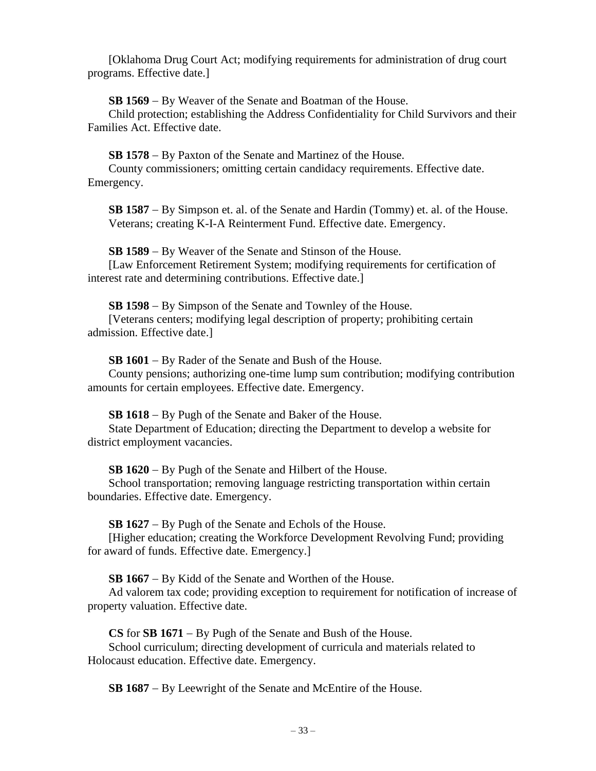[Oklahoma Drug Court Act; modifying requirements for administration of drug court programs. Effective date.]

**SB 1569** – By Weaver of the Senate and Boatman of the House.
Child protection; establishing the Address Confidentiality for Child Survivors and their Families Act. Effective date.

**SB 1578** – By Paxton of the Senate and Martinez of the House.
County commissioners; omitting certain candidacy requirements. Effective date. Emergency.

**SB 1587** – By Simpson et. al. of the Senate and Hardin (Tommy) et. al. of the House.
Veterans; creating K-I-A Reinterment Fund. Effective date. Emergency.

**SB 1589** – By Weaver of the Senate and Stinson of the House.
[Law Enforcement Retirement System; modifying requirements for certification of interest rate and determining contributions. Effective date.]

**SB 1598** – By Simpson of the Senate and Townley of the House.
[Veterans centers; modifying legal description of property; prohibiting certain admission. Effective date.]

**SB 1601** – By Rader of the Senate and Bush of the House.
County pensions; authorizing one-time lump sum contribution; modifying contribution amounts for certain employees. Effective date. Emergency.

**SB 1618** – By Pugh of the Senate and Baker of the House.
State Department of Education; directing the Department to develop a website for district employment vacancies.

**SB 1620** – By Pugh of the Senate and Hilbert of the House.
School transportation; removing language restricting transportation within certain boundaries. Effective date. Emergency.

**SB 1627** – By Pugh of the Senate and Echols of the House.
[Higher education; creating the Workforce Development Revolving Fund; providing for award of funds. Effective date. Emergency.]

**SB 1667** – By Kidd of the Senate and Worthen of the House.
Ad valorem tax code; providing exception to requirement for notification of increase of property valuation. Effective date.

**CS** for **SB 1671** – By Pugh of the Senate and Bush of the House.
School curriculum; directing development of curricula and materials related to Holocaust education. Effective date. Emergency.

**SB 1687** – By Leewright of the Senate and McEntire of the House.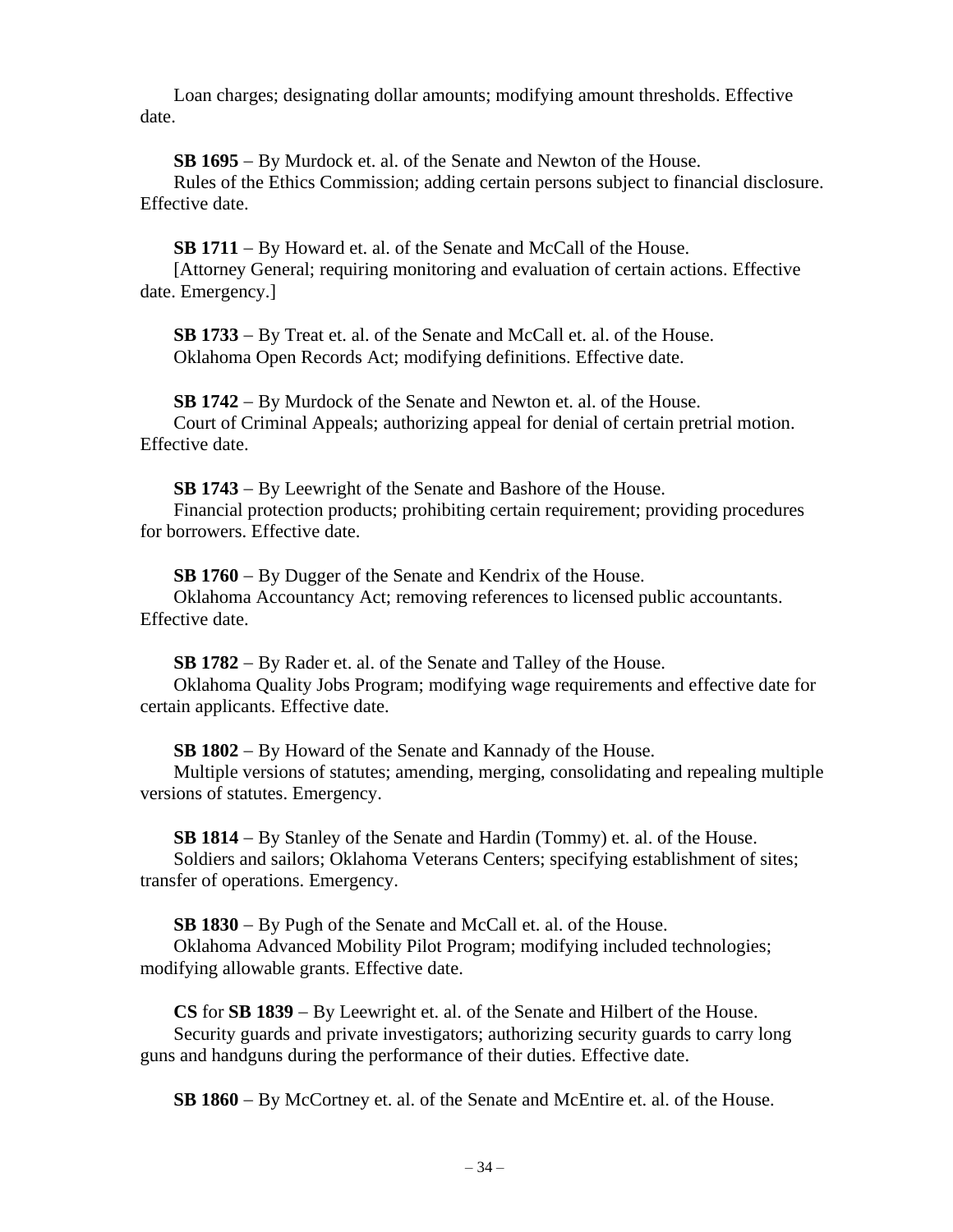Loan charges; designating dollar amounts; modifying amount thresholds. Effective date.

**SB 1695** – By Murdock et. al. of the Senate and Newton of the House.
Rules of the Ethics Commission; adding certain persons subject to financial disclosure. Effective date.

**SB 1711** – By Howard et. al. of the Senate and McCall of the House.
[Attorney General; requiring monitoring and evaluation of certain actions. Effective date. Emergency.]

**SB 1733** – By Treat et. al. of the Senate and McCall et. al. of the House.
Oklahoma Open Records Act; modifying definitions. Effective date.

**SB 1742** – By Murdock of the Senate and Newton et. al. of the House.
Court of Criminal Appeals; authorizing appeal for denial of certain pretrial motion. Effective date.

**SB 1743** – By Leewright of the Senate and Bashore of the House.
Financial protection products; prohibiting certain requirement; providing procedures for borrowers. Effective date.

**SB 1760** – By Dugger of the Senate and Kendrix of the House.
Oklahoma Accountancy Act; removing references to licensed public accountants. Effective date.

**SB 1782** – By Rader et. al. of the Senate and Talley of the House.
Oklahoma Quality Jobs Program; modifying wage requirements and effective date for certain applicants. Effective date.

**SB 1802** – By Howard of the Senate and Kannady of the House.
Multiple versions of statutes; amending, merging, consolidating and repealing multiple versions of statutes. Emergency.

**SB 1814** – By Stanley of the Senate and Hardin (Tommy) et. al. of the House.
Soldiers and sailors; Oklahoma Veterans Centers; specifying establishment of sites; transfer of operations. Emergency.

**SB 1830** – By Pugh of the Senate and McCall et. al. of the House.
Oklahoma Advanced Mobility Pilot Program; modifying included technologies; modifying allowable grants. Effective date.

**CS** for **SB 1839** – By Leewright et. al. of the Senate and Hilbert of the House.
Security guards and private investigators; authorizing security guards to carry long guns and handguns during the performance of their duties. Effective date.

**SB 1860** – By McCortney et. al. of the Senate and McEntire et. al. of the House.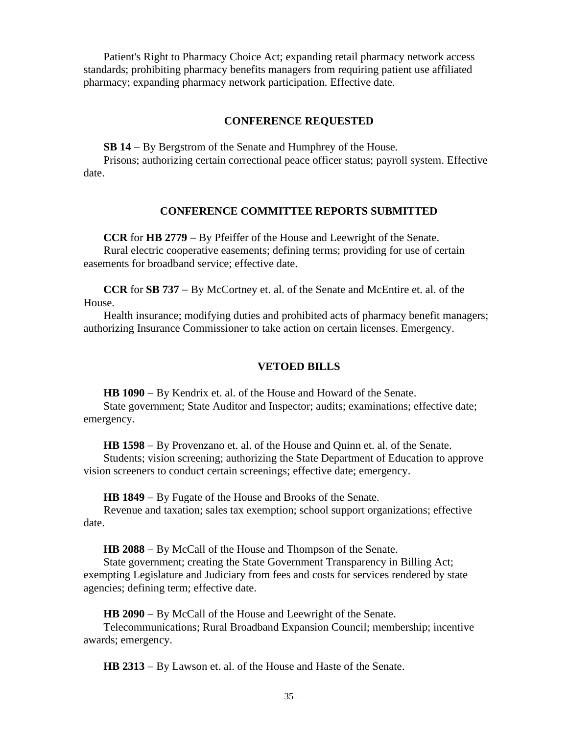Patient's Right to Pharmacy Choice Act; expanding retail pharmacy network access standards; prohibiting pharmacy benefits managers from requiring patient use affiliated pharmacy; expanding pharmacy network participation. Effective date.

## CONFERENCE REQUESTED

**SB 14** – By Bergstrom of the Senate and Humphrey of the House.
Prisons; authorizing certain correctional peace officer status; payroll system. Effective date.

## CONFERENCE COMMITTEE REPORTS SUBMITTED

**CCR** for **HB 2779** – By Pfeiffer of the House and Leewright of the Senate.
Rural electric cooperative easements; defining terms; providing for use of certain easements for broadband service; effective date.

**CCR** for **SB 737** – By McCortney et. al. of the Senate and McEntire et. al. of the House.
Health insurance; modifying duties and prohibited acts of pharmacy benefit managers; authorizing Insurance Commissioner to take action on certain licenses. Emergency.

## VETOED BILLS

**HB 1090** – By Kendrix et. al. of the House and Howard of the Senate.
State government; State Auditor and Inspector; audits; examinations; effective date; emergency.

**HB 1598** – By Provenzano et. al. of the House and Quinn et. al. of the Senate.
Students; vision screening; authorizing the State Department of Education to approve vision screeners to conduct certain screenings; effective date; emergency.

**HB 1849** – By Fugate of the House and Brooks of the Senate.
Revenue and taxation; sales tax exemption; school support organizations; effective date.

**HB 2088** – By McCall of the House and Thompson of the Senate.
State government; creating the State Government Transparency in Billing Act; exempting Legislature and Judiciary from fees and costs for services rendered by state agencies; defining term; effective date.

**HB 2090** – By McCall of the House and Leewright of the Senate.
Telecommunications; Rural Broadband Expansion Council; membership; incentive awards; emergency.

**HB 2313** – By Lawson et. al. of the House and Haste of the Senate.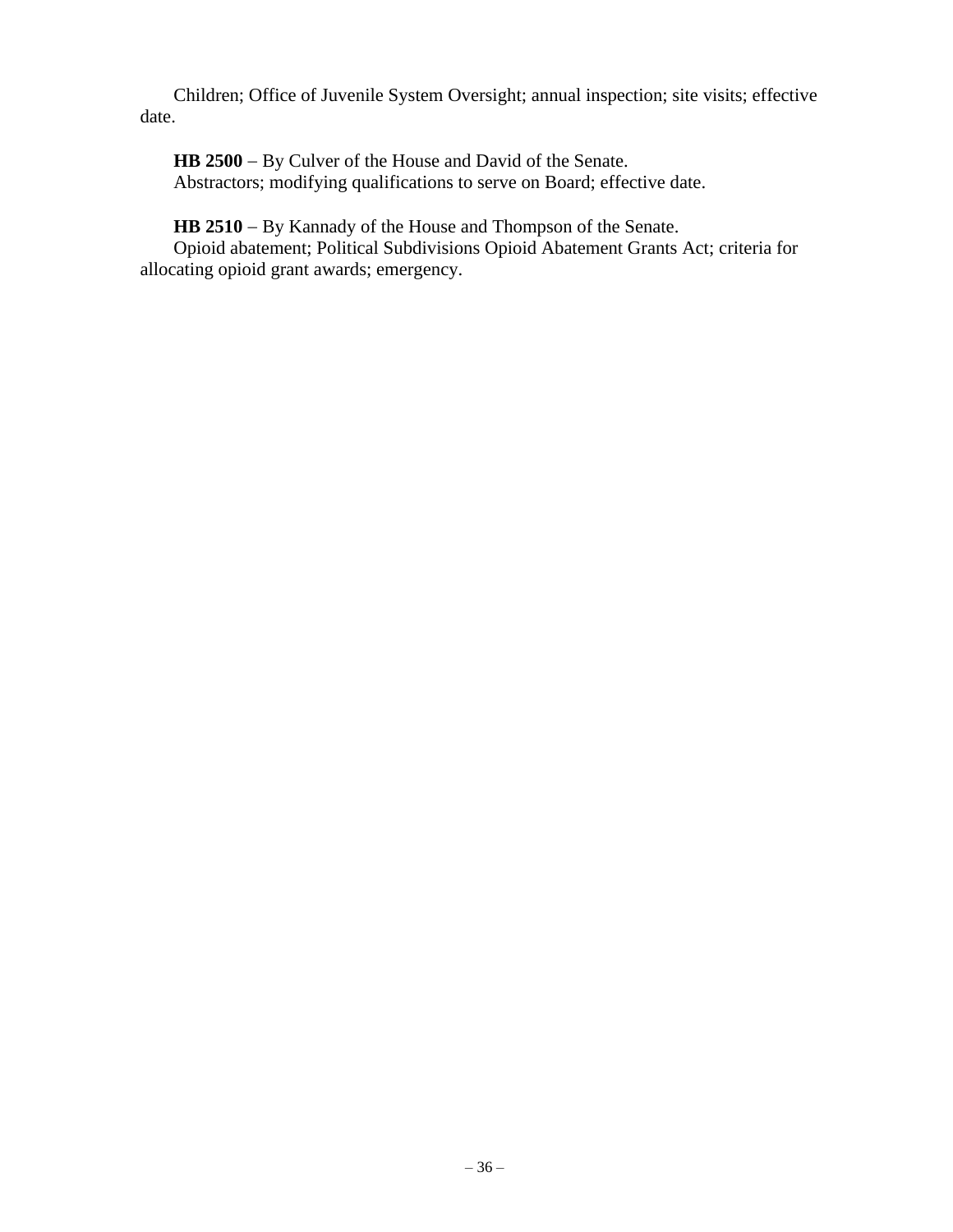Children; Office of Juvenile System Oversight; annual inspection; site visits; effective date.

**HB 2500** – By Culver of the House and David of the Senate.
Abstractors; modifying qualifications to serve on Board; effective date.

**HB 2510** – By Kannady of the House and Thompson of the Senate.
Opioid abatement; Political Subdivisions Opioid Abatement Grants Act; criteria for allocating opioid grant awards; emergency.